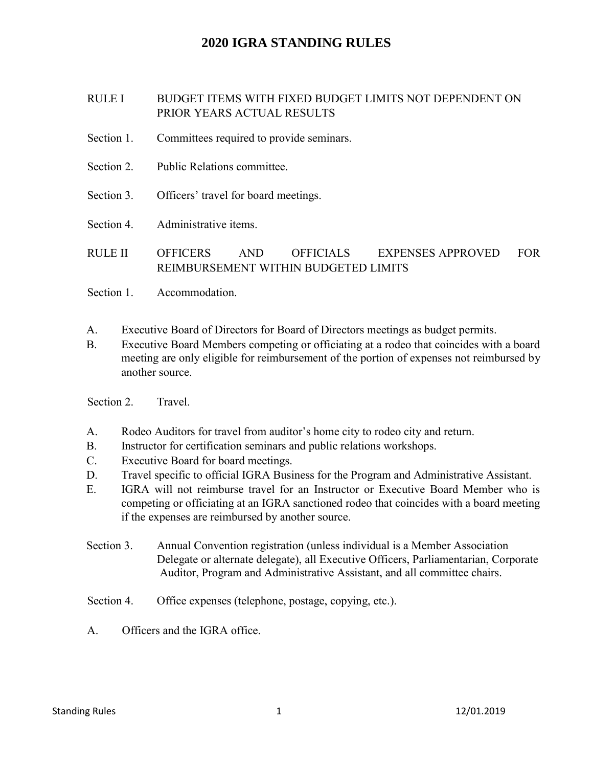# 2020 IGRA STANDING RULES

## RULE I BUDGET ITEMS WITH FIXED BUDGET LIMITS NOT DEPENDENT ON PRIOR YEARS ACTUAL RESULTS

Section 1. Committees required to provide seminars.

Section 2. Public Relations committee.

Section 3. Officers' travel for board meetings.

Section 4. Administrative items.

## RULE II OFFICERS AND OFFICIALS EXPENSES APPROVED FOR REIMBURSEMENT WITHIN BUDGETED LIMITS

Section 1. Accommodation.

A. Executive Board of Directors for Board of Directors meetings as budget permits.
B. Executive Board Members competing or officiating at a rodeo that coincides with a board meeting are only eligible for reimbursement of the portion of expenses not reimbursed by another source.

Section 2. Travel.

A. Rodeo Auditors for travel from auditor's home city to rodeo city and return.
B. Instructor for certification seminars and public relations workshops.
C. Executive Board for board meetings.
D. Travel specific to official IGRA Business for the Program and Administrative Assistant.
E. IGRA will not reimburse travel for an Instructor or Executive Board Member who is competing or officiating at an IGRA sanctioned rodeo that coincides with a board meeting if the expenses are reimbursed by another source.

Section 3. Annual Convention registration (unless individual is a Member Association Delegate or alternate delegate), all Executive Officers, Parliamentarian, Corporate Auditor, Program and Administrative Assistant, and all committee chairs.

Section 4. Office expenses (telephone, postage, copying, etc.).

A. Officers and the IGRA office.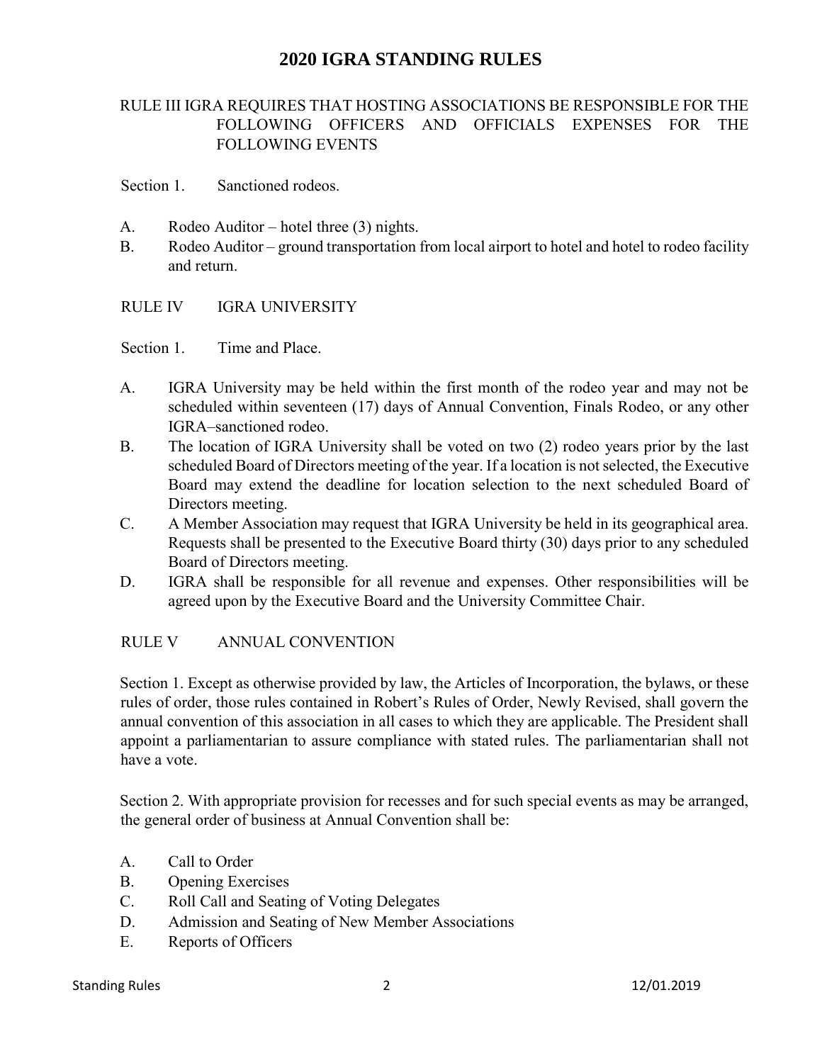# 2020 IGRA STANDING RULES

## RULE III IGRA REQUIRES THAT HOSTING ASSOCIATIONS BE RESPONSIBLE FOR THE FOLLOWING OFFICERS AND OFFICIALS EXPENSES FOR THE FOLLOWING EVENTS

Section 1. Sanctioned rodeos.

A. Rodeo Auditor – hotel three (3) nights.
B. Rodeo Auditor – ground transportation from local airport to hotel and hotel to rodeo facility and return.

## RULE IV IGRA UNIVERSITY

Section 1. Time and Place.

A. IGRA University may be held within the first month of the rodeo year and may not be scheduled within seventeen (17) days of Annual Convention, Finals Rodeo, or any other IGRA–sanctioned rodeo.
B. The location of IGRA University shall be voted on two (2) rodeo years prior by the last scheduled Board of Directors meeting of the year. If a location is not selected, the Executive Board may extend the deadline for location selection to the next scheduled Board of Directors meeting.
C. A Member Association may request that IGRA University be held in its geographical area. Requests shall be presented to the Executive Board thirty (30) days prior to any scheduled Board of Directors meeting.
D. IGRA shall be responsible for all revenue and expenses. Other responsibilities will be agreed upon by the Executive Board and the University Committee Chair.

## RULE V ANNUAL CONVENTION

Section 1. Except as otherwise provided by law, the Articles of Incorporation, the bylaws, or these rules of order, those rules contained in Robert's Rules of Order, Newly Revised, shall govern the annual convention of this association in all cases to which they are applicable. The President shall appoint a parliamentarian to assure compliance with stated rules. The parliamentarian shall not have a vote.

Section 2. With appropriate provision for recesses and for such special events as may be arranged, the general order of business at Annual Convention shall be:

A. Call to Order
B. Opening Exercises
C. Roll Call and Seating of Voting Delegates
D. Admission and Seating of New Member Associations
E. Reports of Officers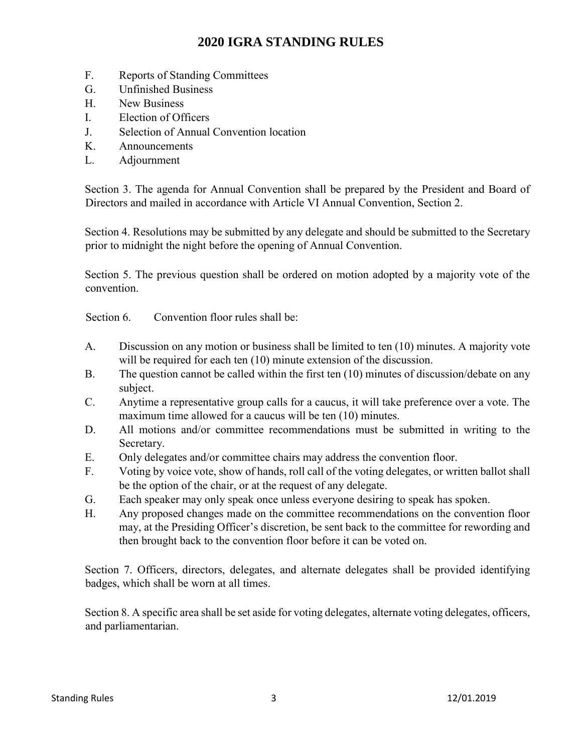F. Reports of Standing Committees
G. Unfinished Business
H. New Business
I. Election of Officers
J. Selection of Annual Convention location
K. Announcements
L. Adjournment

Section 3. The agenda for Annual Convention shall be prepared by the President and Board of Directors and mailed in accordance with Article VI Annual Convention, Section 2.

Section 4. Resolutions may be submitted by any delegate and should be submitted to the Secretary prior to midnight the night before the opening of Annual Convention.

Section 5. The previous question shall be ordered on motion adopted by a majority vote of the convention.

Section 6. Convention floor rules shall be:

A. Discussion on any motion or business shall be limited to ten (10) minutes. A majority vote will be required for each ten (10) minute extension of the discussion.
B. The question cannot be called within the first ten (10) minutes of discussion/debate on any subject.
C. Anytime a representative group calls for a caucus, it will take preference over a vote. The maximum time allowed for a caucus will be ten (10) minutes.
D. All motions and/or committee recommendations must be submitted in writing to the Secretary.
E. Only delegates and/or committee chairs may address the convention floor.
F. Voting by voice vote, show of hands, roll call of the voting delegates, or written ballot shall be the option of the chair, or at the request of any delegate.
G. Each speaker may only speak once unless everyone desiring to speak has spoken.
H. Any proposed changes made on the committee recommendations on the convention floor may, at the Presiding Officer's discretion, be sent back to the committee for rewording and then brought back to the convention floor before it can be voted on.

Section 7. Officers, directors, delegates, and alternate delegates shall be provided identifying badges, which shall be worn at all times.

Section 8. A specific area shall be set aside for voting delegates, alternate voting delegates, officers, and parliamentarian.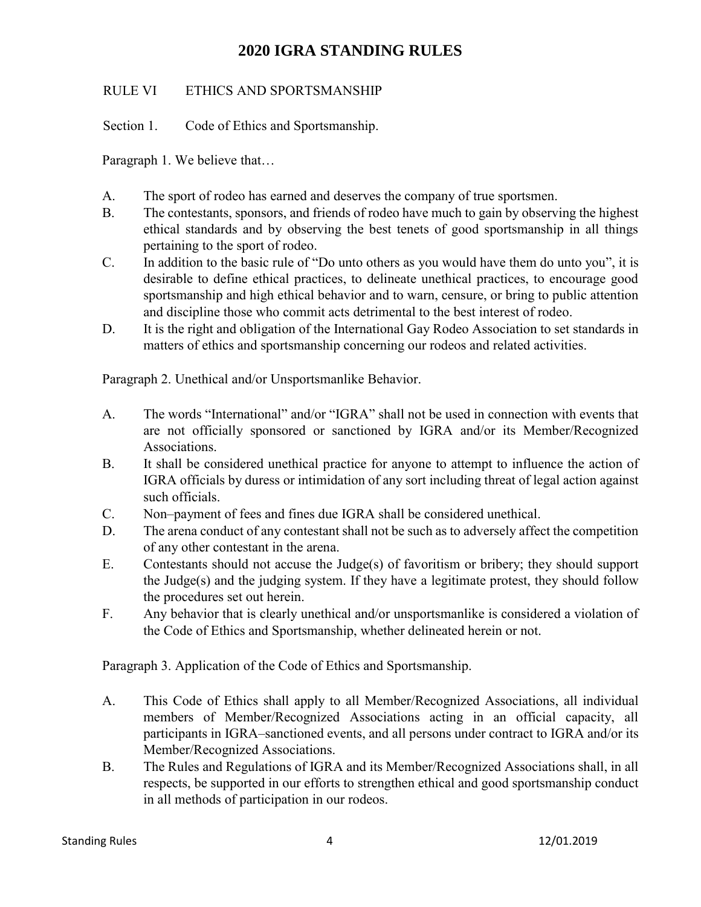# 2020 IGRA STANDING RULES

RULE VI ETHICS AND SPORTSMANSHIP

Section 1. Code of Ethics and Sportsmanship.

Paragraph 1. We believe that…

A. The sport of rodeo has earned and deserves the company of true sportsmen.

B. The contestants, sponsors, and friends of rodeo have much to gain by observing the highest ethical standards and by observing the best tenets of good sportsmanship in all things pertaining to the sport of rodeo.

C. In addition to the basic rule of "Do unto others as you would have them do unto you", it is desirable to define ethical practices, to delineate unethical practices, to encourage good sportsmanship and high ethical behavior and to warn, censure, or bring to public attention and discipline those who commit acts detrimental to the best interest of rodeo.

D. It is the right and obligation of the International Gay Rodeo Association to set standards in matters of ethics and sportsmanship concerning our rodeos and related activities.

Paragraph 2. Unethical and/or Unsportsmanlike Behavior.

A. The words "International" and/or "IGRA" shall not be used in connection with events that are not officially sponsored or sanctioned by IGRA and/or its Member/Recognized Associations.

B. It shall be considered unethical practice for anyone to attempt to influence the action of IGRA officials by duress or intimidation of any sort including threat of legal action against such officials.

C. Non–payment of fees and fines due IGRA shall be considered unethical.

D. The arena conduct of any contestant shall not be such as to adversely affect the competition of any other contestant in the arena.

E. Contestants should not accuse the Judge(s) of favoritism or bribery; they should support the Judge(s) and the judging system. If they have a legitimate protest, they should follow the procedures set out herein.

F. Any behavior that is clearly unethical and/or unsportsmanlike is considered a violation of the Code of Ethics and Sportsmanship, whether delineated herein or not.

Paragraph 3. Application of the Code of Ethics and Sportsmanship.

A. This Code of Ethics shall apply to all Member/Recognized Associations, all individual members of Member/Recognized Associations acting in an official capacity, all participants in IGRA–sanctioned events, and all persons under contract to IGRA and/or its Member/Recognized Associations.

B. The Rules and Regulations of IGRA and its Member/Recognized Associations shall, in all respects, be supported in our efforts to strengthen ethical and good sportsmanship conduct in all methods of participation in our rodeos.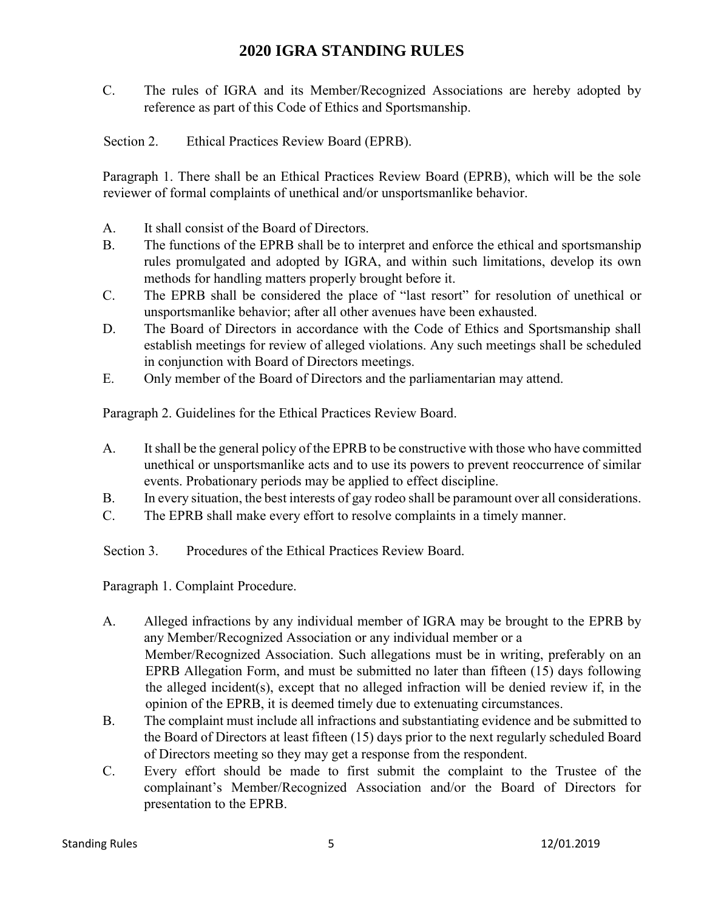C. The rules of IGRA and its Member/Recognized Associations are hereby adopted by reference as part of this Code of Ethics and Sportsmanship.

Section 2. Ethical Practices Review Board (EPRB).

Paragraph 1. There shall be an Ethical Practices Review Board (EPRB), which will be the sole reviewer of formal complaints of unethical and/or unsportsmanlike behavior.

A. It shall consist of the Board of Directors.
B. The functions of the EPRB shall be to interpret and enforce the ethical and sportsmanship rules promulgated and adopted by IGRA, and within such limitations, develop its own methods for handling matters properly brought before it.
C. The EPRB shall be considered the place of "last resort" for resolution of unethical or unsportsmanlike behavior; after all other avenues have been exhausted.
D. The Board of Directors in accordance with the Code of Ethics and Sportsmanship shall establish meetings for review of alleged violations. Any such meetings shall be scheduled in conjunction with Board of Directors meetings.
E. Only member of the Board of Directors and the parliamentarian may attend.

Paragraph 2. Guidelines for the Ethical Practices Review Board.

A. It shall be the general policy of the EPRB to be constructive with those who have committed unethical or unsportsmanlike acts and to use its powers to prevent reoccurrence of similar events. Probationary periods may be applied to effect discipline.
B. In every situation, the best interests of gay rodeo shall be paramount over all considerations.
C. The EPRB shall make every effort to resolve complaints in a timely manner.

Section 3. Procedures of the Ethical Practices Review Board.

Paragraph 1. Complaint Procedure.

A. Alleged infractions by any individual member of IGRA may be brought to the EPRB by any Member/Recognized Association or any individual member or a Member/Recognized Association. Such allegations must be in writing, preferably on an EPRB Allegation Form, and must be submitted no later than fifteen (15) days following the alleged incident(s), except that no alleged infraction will be denied review if, in the opinion of the EPRB, it is deemed timely due to extenuating circumstances.
B. The complaint must include all infractions and substantiating evidence and be submitted to the Board of Directors at least fifteen (15) days prior to the next regularly scheduled Board of Directors meeting so they may get a response from the respondent.
C. Every effort should be made to first submit the complaint to the Trustee of the complainant's Member/Recognized Association and/or the Board of Directors for presentation to the EPRB.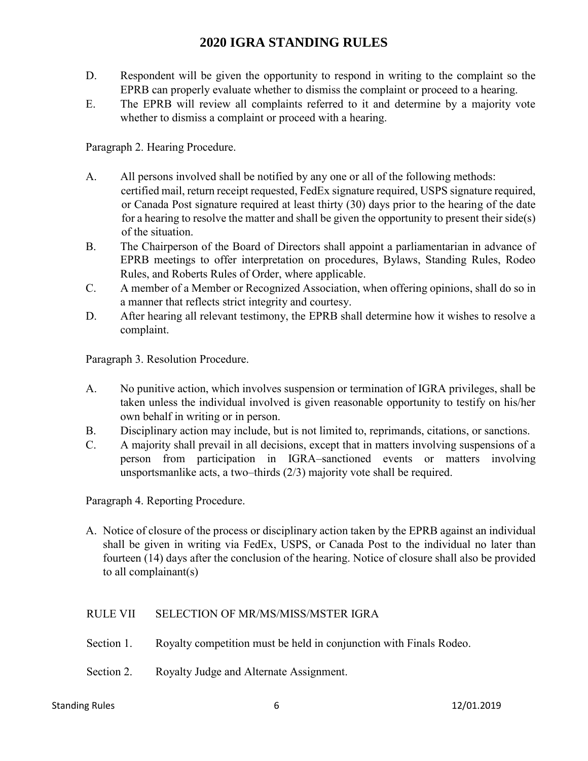D. Respondent will be given the opportunity to respond in writing to the complaint so the EPRB can properly evaluate whether to dismiss the complaint or proceed to a hearing.

E. The EPRB will review all complaints referred to it and determine by a majority vote whether to dismiss a complaint or proceed with a hearing.

Paragraph 2. Hearing Procedure.

A. All persons involved shall be notified by any one or all of the following methods: certified mail, return receipt requested, FedEx signature required, USPS signature required, or Canada Post signature required at least thirty (30) days prior to the hearing of the date for a hearing to resolve the matter and shall be given the opportunity to present their side(s) of the situation.

B. The Chairperson of the Board of Directors shall appoint a parliamentarian in advance of EPRB meetings to offer interpretation on procedures, Bylaws, Standing Rules, Rodeo Rules, and Roberts Rules of Order, where applicable.

C. A member of a Member or Recognized Association, when offering opinions, shall do so in a manner that reflects strict integrity and courtesy.

D. After hearing all relevant testimony, the EPRB shall determine how it wishes to resolve a complaint.

Paragraph 3. Resolution Procedure.

A. No punitive action, which involves suspension or termination of IGRA privileges, shall be taken unless the individual involved is given reasonable opportunity to testify on his/her own behalf in writing or in person.

B. Disciplinary action may include, but is not limited to, reprimands, citations, or sanctions.

C. A majority shall prevail in all decisions, except that in matters involving suspensions of a person from participation in IGRA–sanctioned events or matters involving unsportsmanlike acts, a two–thirds (2/3) majority vote shall be required.

Paragraph 4. Reporting Procedure.

A. Notice of closure of the process or disciplinary action taken by the EPRB against an individual shall be given in writing via FedEx, USPS, or Canada Post to the individual no later than fourteen (14) days after the conclusion of the hearing. Notice of closure shall also be provided to all complainant(s)

## RULE VII SELECTION OF MR/MS/MISS/MSTER IGRA

Section 1. Royalty competition must be held in conjunction with Finals Rodeo.

Section 2. Royalty Judge and Alternate Assignment.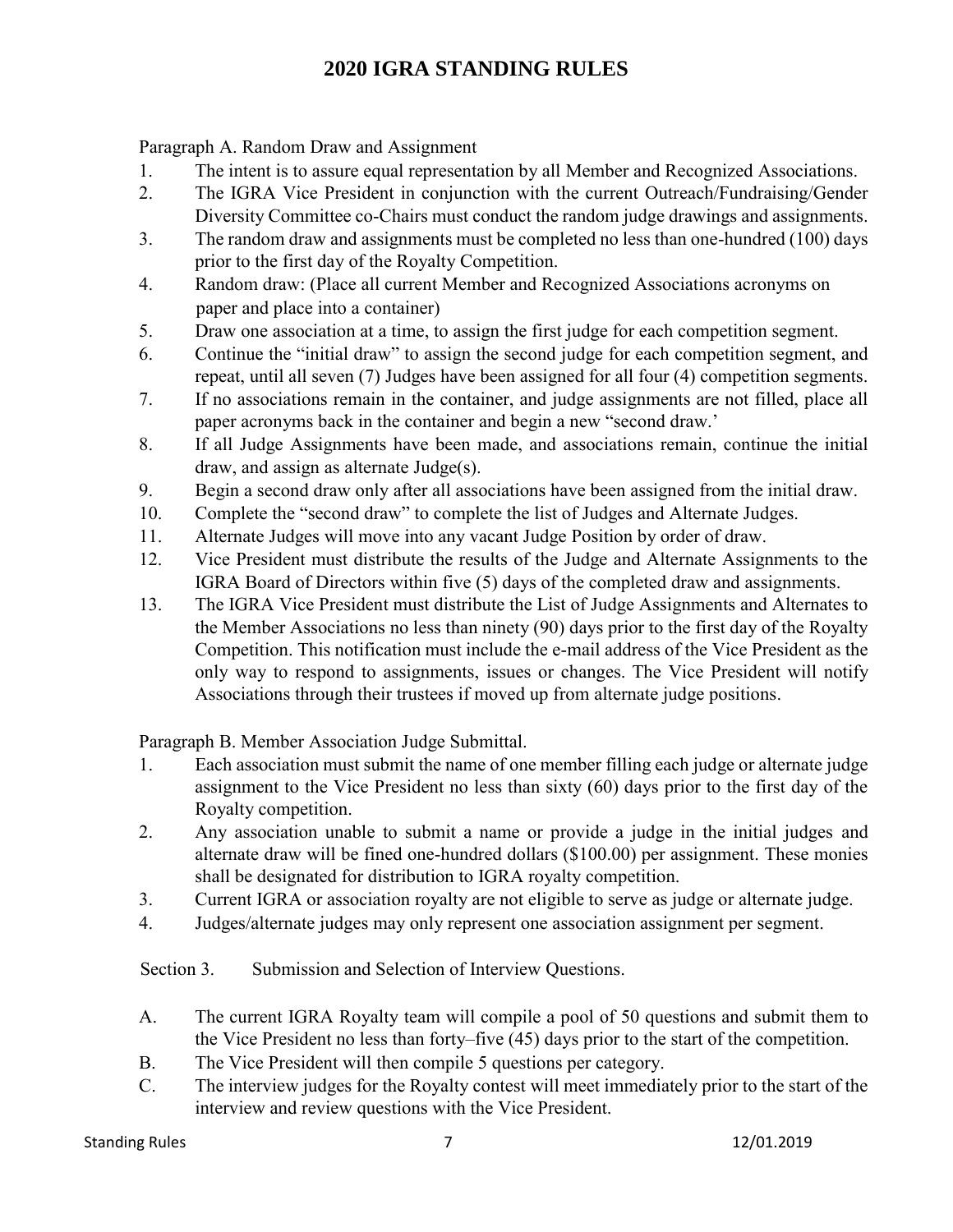# 2020 IGRA STANDING RULES

Paragraph A. Random Draw and Assignment

1. The intent is to assure equal representation by all Member and Recognized Associations.
2. The IGRA Vice President in conjunction with the current Outreach/Fundraising/Gender Diversity Committee co-Chairs must conduct the random judge drawings and assignments.
3. The random draw and assignments must be completed no less than one-hundred (100) days prior to the first day of the Royalty Competition.
4. Random draw: (Place all current Member and Recognized Associations acronyms on paper and place into a container)
5. Draw one association at a time, to assign the first judge for each competition segment.
6. Continue the "initial draw" to assign the second judge for each competition segment, and repeat, until all seven (7) Judges have been assigned for all four (4) competition segments.
7. If no associations remain in the container, and judge assignments are not filled, place all paper acronyms back in the container and begin a new "second draw.'
8. If all Judge Assignments have been made, and associations remain, continue the initial draw, and assign as alternate Judge(s).
9. Begin a second draw only after all associations have been assigned from the initial draw.
10. Complete the "second draw" to complete the list of Judges and Alternate Judges.
11. Alternate Judges will move into any vacant Judge Position by order of draw.
12. Vice President must distribute the results of the Judge and Alternate Assignments to the IGRA Board of Directors within five (5) days of the completed draw and assignments.
13. The IGRA Vice President must distribute the List of Judge Assignments and Alternates to the Member Associations no less than ninety (90) days prior to the first day of the Royalty Competition. This notification must include the e-mail address of the Vice President as the only way to respond to assignments, issues or changes. The Vice President will notify Associations through their trustees if moved up from alternate judge positions.

Paragraph B. Member Association Judge Submittal.

1. Each association must submit the name of one member filling each judge or alternate judge assignment to the Vice President no less than sixty (60) days prior to the first day of the Royalty competition.
2. Any association unable to submit a name or provide a judge in the initial judges and alternate draw will be fined one-hundred dollars ($100.00) per assignment. These monies shall be designated for distribution to IGRA royalty competition.
3. Current IGRA or association royalty are not eligible to serve as judge or alternate judge.
4. Judges/alternate judges may only represent one association assignment per segment.

Section 3. Submission and Selection of Interview Questions.

A. The current IGRA Royalty team will compile a pool of 50 questions and submit them to the Vice President no less than forty–five (45) days prior to the start of the competition.

B. The Vice President will then compile 5 questions per category.

C. The interview judges for the Royalty contest will meet immediately prior to the start of the interview and review questions with the Vice President.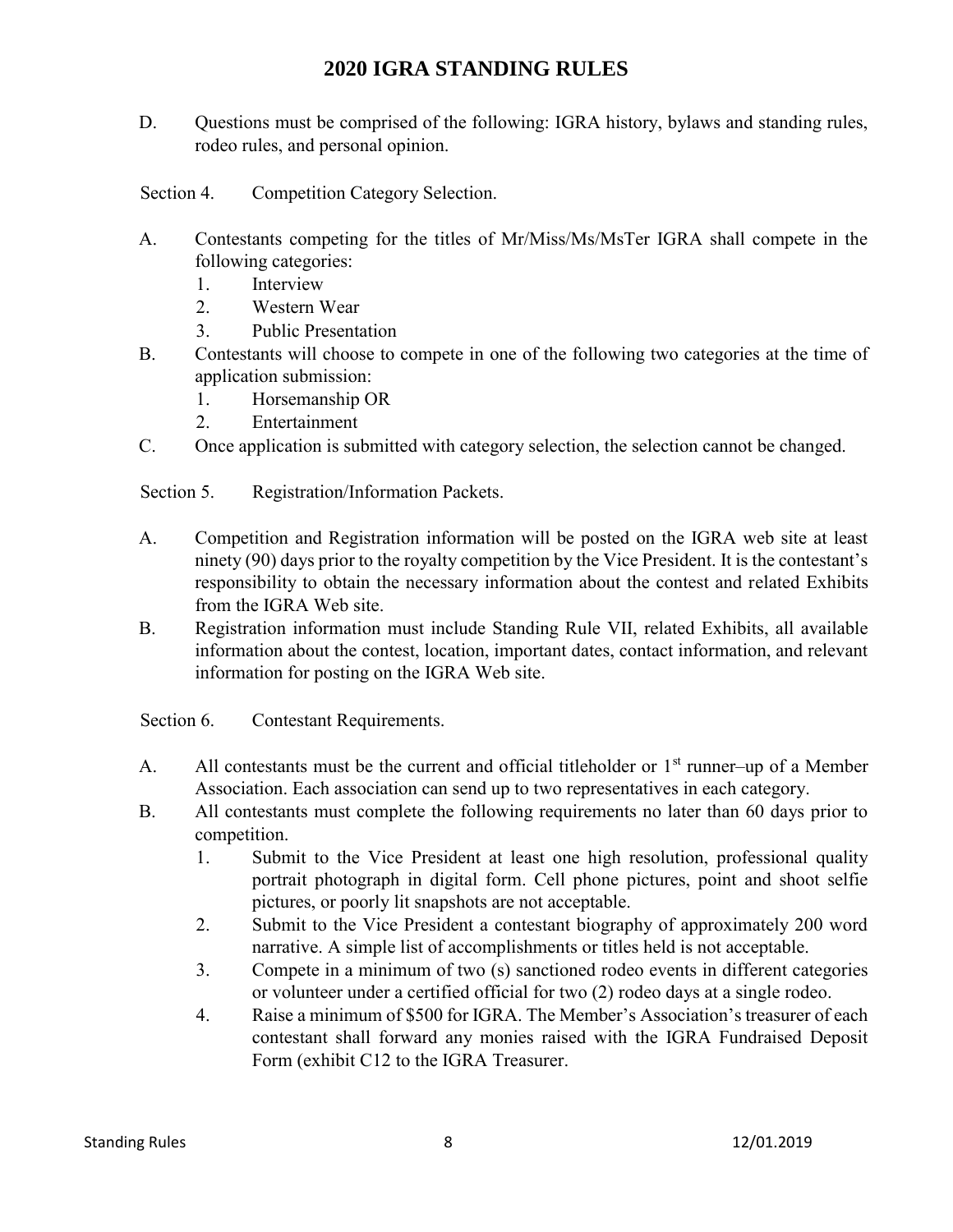D. Questions must be comprised of the following: IGRA history, bylaws and standing rules, rodeo rules, and personal opinion.

Section 4. Competition Category Selection.

A. Contestants competing for the titles of Mr/Miss/Ms/MsTer IGRA shall compete in the following categories:
   1. Interview
   2. Western Wear
   3. Public Presentation
B. Contestants will choose to compete in one of the following two categories at the time of application submission:
   1. Horsemanship OR
   2. Entertainment
C. Once application is submitted with category selection, the selection cannot be changed.

Section 5. Registration/Information Packets.

A. Competition and Registration information will be posted on the IGRA web site at least ninety (90) days prior to the royalty competition by the Vice President. It is the contestant's responsibility to obtain the necessary information about the contest and related Exhibits from the IGRA Web site.
B. Registration information must include Standing Rule VII, related Exhibits, all available information about the contest, location, important dates, contact information, and relevant information for posting on the IGRA Web site.

Section 6. Contestant Requirements.

A. All contestants must be the current and official titleholder or 1st runner–up of a Member Association. Each association can send up to two representatives in each category.
B. All contestants must complete the following requirements no later than 60 days prior to competition.
   1. Submit to the Vice President at least one high resolution, professional quality portrait photograph in digital form. Cell phone pictures, point and shoot selfie pictures, or poorly lit snapshots are not acceptable.
   2. Submit to the Vice President a contestant biography of approximately 200 word narrative. A simple list of accomplishments or titles held is not acceptable.
   3. Compete in a minimum of two (s) sanctioned rodeo events in different categories or volunteer under a certified official for two (2) rodeo days at a single rodeo.
   4. Raise a minimum of $500 for IGRA. The Member's Association's treasurer of each contestant shall forward any monies raised with the IGRA Fundraised Deposit Form (exhibit C12 to the IGRA Treasurer.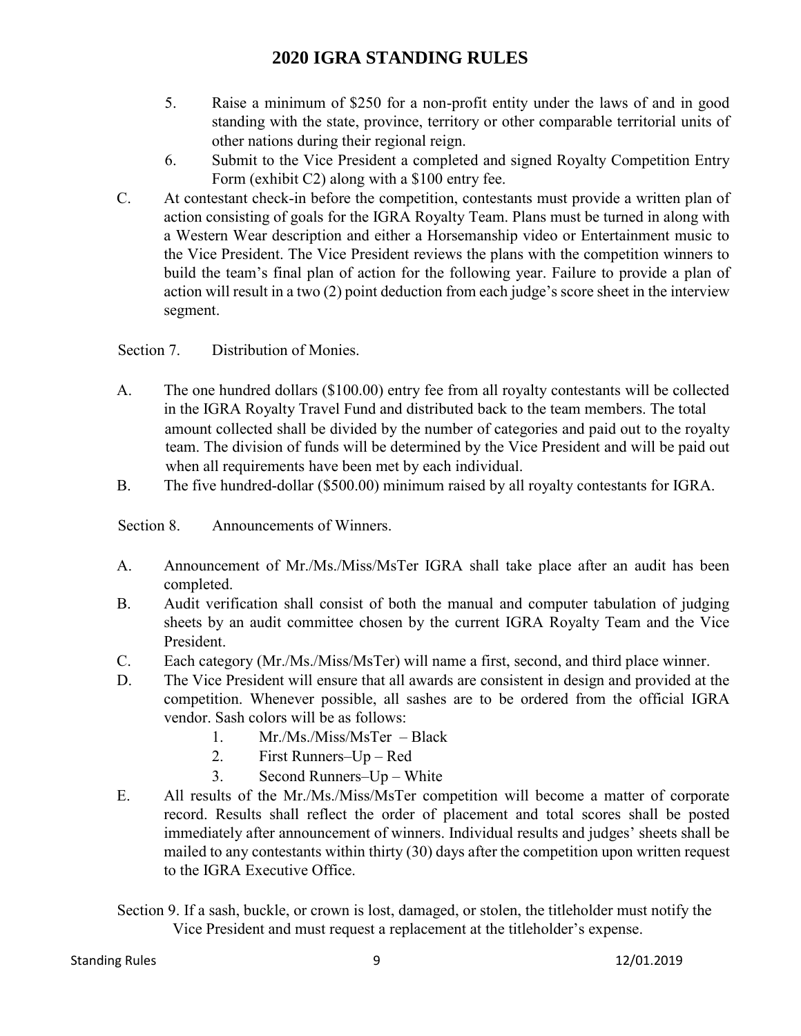5. Raise a minimum of $250 for a non-profit entity under the laws of and in good standing with the state, province, territory or other comparable territorial units of other nations during their regional reign.
6. Submit to the Vice President a completed and signed Royalty Competition Entry Form (exhibit C2) along with a $100 entry fee.

C. At contestant check-in before the competition, contestants must provide a written plan of action consisting of goals for the IGRA Royalty Team. Plans must be turned in along with a Western Wear description and either a Horsemanship video or Entertainment music to the Vice President. The Vice President reviews the plans with the competition winners to build the team's final plan of action for the following year. Failure to provide a plan of action will result in a two (2) point deduction from each judge's score sheet in the interview segment.

Section 7. Distribution of Monies.

A. The one hundred dollars ($100.00) entry fee from all royalty contestants will be collected in the IGRA Royalty Travel Fund and distributed back to the team members. The total amount collected shall be divided by the number of categories and paid out to the royalty team. The division of funds will be determined by the Vice President and will be paid out when all requirements have been met by each individual.

B. The five hundred-dollar ($500.00) minimum raised by all royalty contestants for IGRA.

Section 8. Announcements of Winners.

A. Announcement of Mr./Ms./Miss/MsTer IGRA shall take place after an audit has been completed.

B. Audit verification shall consist of both the manual and computer tabulation of judging sheets by an audit committee chosen by the current IGRA Royalty Team and the Vice President.

C. Each category (Mr./Ms./Miss/MsTer) will name a first, second, and third place winner.

D. The Vice President will ensure that all awards are consistent in design and provided at the competition. Whenever possible, all sashes are to be ordered from the official IGRA vendor. Sash colors will be as follows:
   1. Mr./Ms./Miss/MsTer – Black
   2. First Runners–Up – Red
   3. Second Runners–Up – White

E. All results of the Mr./Ms./Miss/MsTer competition will become a matter of corporate record. Results shall reflect the order of placement and total scores shall be posted immediately after announcement of winners. Individual results and judges' sheets shall be mailed to any contestants within thirty (30) days after the competition upon written request to the IGRA Executive Office.

Section 9. If a sash, buckle, or crown is lost, damaged, or stolen, the titleholder must notify the Vice President and must request a replacement at the titleholder's expense.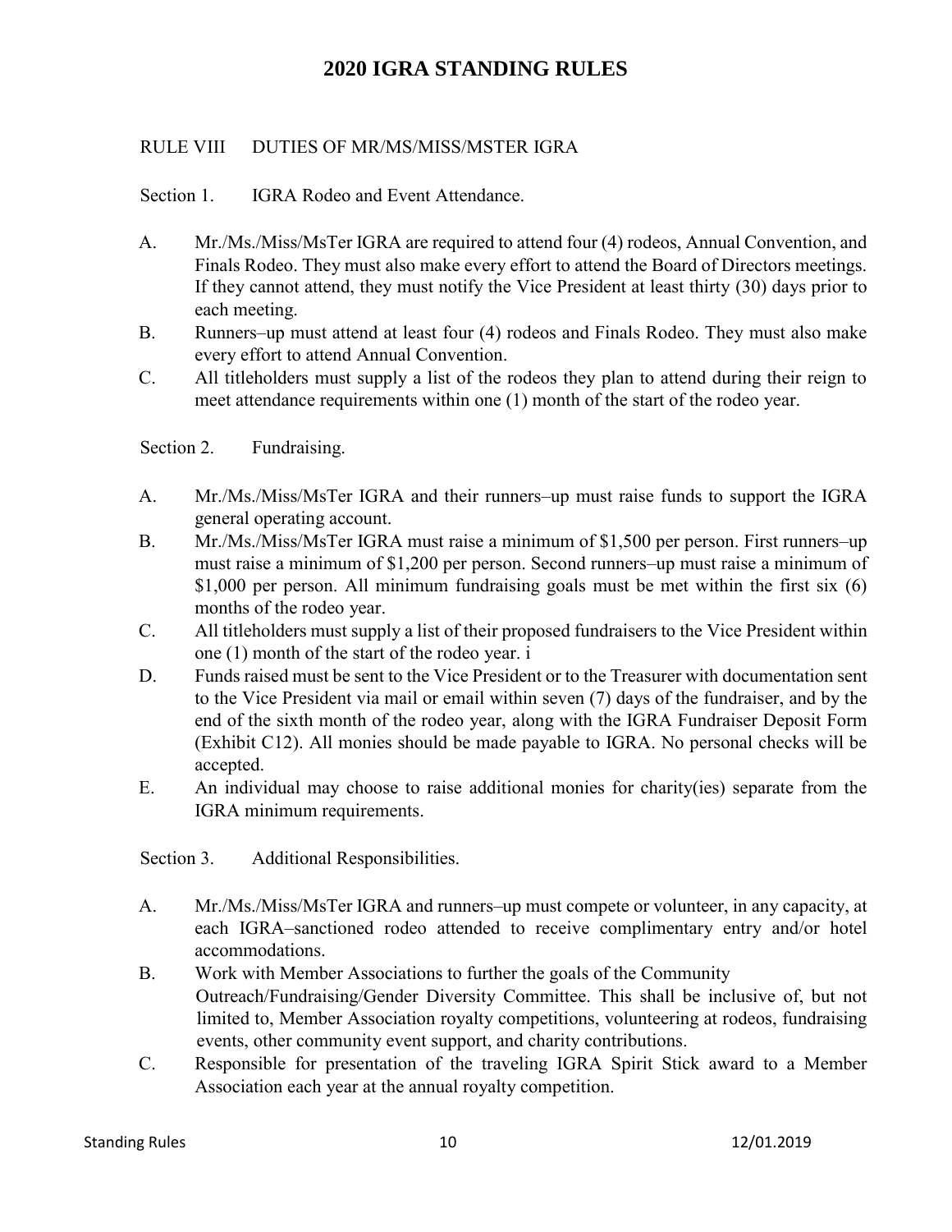# 2020 IGRA STANDING RULES

## RULE VIII DUTIES OF MR/MS/MISS/MSTER IGRA

### Section 1. IGRA Rodeo and Event Attendance.

A. Mr./Ms./Miss/MsTer IGRA are required to attend four (4) rodeos, Annual Convention, and Finals Rodeo. They must also make every effort to attend the Board of Directors meetings. If they cannot attend, they must notify the Vice President at least thirty (30) days prior to each meeting.

B. Runners–up must attend at least four (4) rodeos and Finals Rodeo. They must also make every effort to attend Annual Convention.

C. All titleholders must supply a list of the rodeos they plan to attend during their reign to meet attendance requirements within one (1) month of the start of the rodeo year.

### Section 2. Fundraising.

A. Mr./Ms./Miss/MsTer IGRA and their runners–up must raise funds to support the IGRA general operating account.

B. Mr./Ms./Miss/MsTer IGRA must raise a minimum of $1,500 per person. First runners–up must raise a minimum of $1,200 per person. Second runners–up must raise a minimum of $1,000 per person. All minimum fundraising goals must be met within the first six (6) months of the rodeo year.

C. All titleholders must supply a list of their proposed fundraisers to the Vice President within one (1) month of the start of the rodeo year. i

D. Funds raised must be sent to the Vice President or to the Treasurer with documentation sent to the Vice President via mail or email within seven (7) days of the fundraiser, and by the end of the sixth month of the rodeo year, along with the IGRA Fundraiser Deposit Form (Exhibit C12). All monies should be made payable to IGRA. No personal checks will be accepted.

E. An individual may choose to raise additional monies for charity(ies) separate from the IGRA minimum requirements.

### Section 3. Additional Responsibilities.

A. Mr./Ms./Miss/MsTer IGRA and runners–up must compete or volunteer, in any capacity, at each IGRA–sanctioned rodeo attended to receive complimentary entry and/or hotel accommodations.

B. Work with Member Associations to further the goals of the Community Outreach/Fundraising/Gender Diversity Committee. This shall be inclusive of, but not limited to, Member Association royalty competitions, volunteering at rodeos, fundraising events, other community event support, and charity contributions.

C. Responsible for presentation of the traveling IGRA Spirit Stick award to a Member Association each year at the annual royalty competition.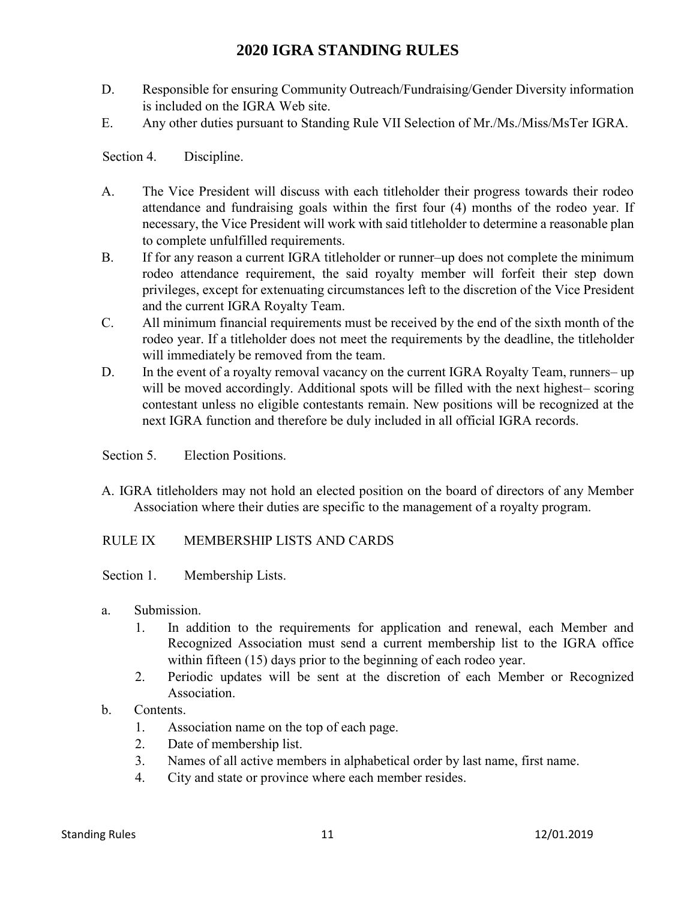D. Responsible for ensuring Community Outreach/Fundraising/Gender Diversity information is included on the IGRA Web site.

E. Any other duties pursuant to Standing Rule VII Selection of Mr./Ms./Miss/MsTer IGRA.

Section 4. Discipline.

A. The Vice President will discuss with each titleholder their progress towards their rodeo attendance and fundraising goals within the first four (4) months of the rodeo year. If necessary, the Vice President will work with said titleholder to determine a reasonable plan to complete unfulfilled requirements.

B. If for any reason a current IGRA titleholder or runner–up does not complete the minimum rodeo attendance requirement, the said royalty member will forfeit their step down privileges, except for extenuating circumstances left to the discretion of the Vice President and the current IGRA Royalty Team.

C. All minimum financial requirements must be received by the end of the sixth month of the rodeo year. If a titleholder does not meet the requirements by the deadline, the titleholder will immediately be removed from the team.

D. In the event of a royalty removal vacancy on the current IGRA Royalty Team, runners– up will be moved accordingly. Additional spots will be filled with the next highest– scoring contestant unless no eligible contestants remain. New positions will be recognized at the next IGRA function and therefore be duly included in all official IGRA records.

Section 5. Election Positions.

A. IGRA titleholders may not hold an elected position on the board of directors of any Member Association where their duties are specific to the management of a royalty program.

## RULE IX MEMBERSHIP LISTS AND CARDS

Section 1. Membership Lists.

a. Submission.
   1. In addition to the requirements for application and renewal, each Member and Recognized Association must send a current membership list to the IGRA office within fifteen (15) days prior to the beginning of each rodeo year.
   2. Periodic updates will be sent at the discretion of each Member or Recognized Association.

b. Contents.
   1. Association name on the top of each page.
   2. Date of membership list.
   3. Names of all active members in alphabetical order by last name, first name.
   4. City and state or province where each member resides.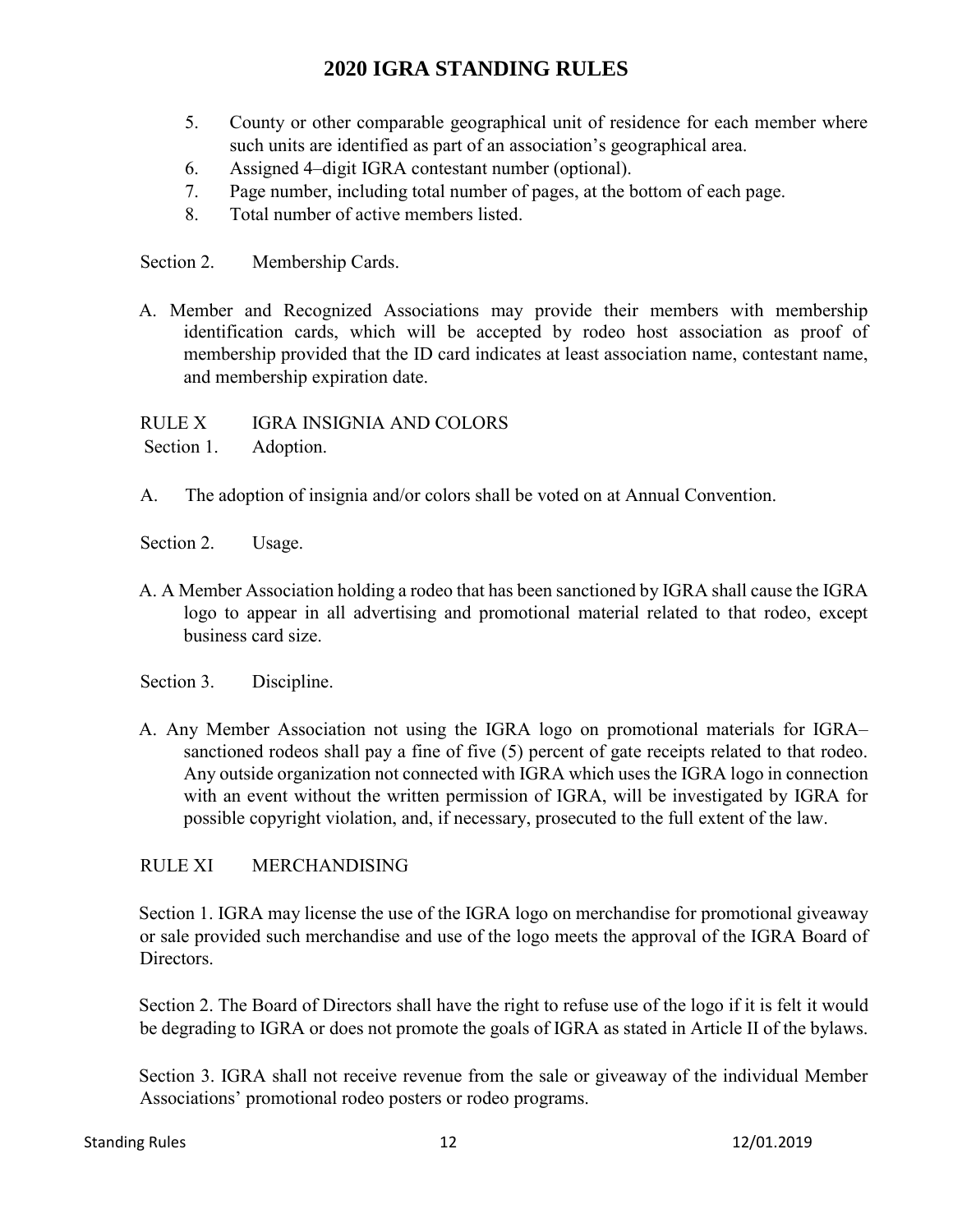5. County or other comparable geographical unit of residence for each member where such units are identified as part of an association's geographical area.
6. Assigned 4–digit IGRA contestant number (optional).
7. Page number, including total number of pages, at the bottom of each page.
8. Total number of active members listed.

Section 2. Membership Cards.

A. Member and Recognized Associations may provide their members with membership identification cards, which will be accepted by rodeo host association as proof of membership provided that the ID card indicates at least association name, contestant name, and membership expiration date.

## RULE X IGRA INSIGNIA AND COLORS

Section 1. Adoption.

A. The adoption of insignia and/or colors shall be voted on at Annual Convention.

Section 2. Usage.

A. A Member Association holding a rodeo that has been sanctioned by IGRA shall cause the IGRA logo to appear in all advertising and promotional material related to that rodeo, except business card size.

Section 3. Discipline.

A. Any Member Association not using the IGRA logo on promotional materials for IGRA–sanctioned rodeos shall pay a fine of five (5) percent of gate receipts related to that rodeo. Any outside organization not connected with IGRA which uses the IGRA logo in connection with an event without the written permission of IGRA, will be investigated by IGRA for possible copyright violation, and, if necessary, prosecuted to the full extent of the law.

## RULE XI MERCHANDISING

Section 1. IGRA may license the use of the IGRA logo on merchandise for promotional giveaway or sale provided such merchandise and use of the logo meets the approval of the IGRA Board of Directors.

Section 2. The Board of Directors shall have the right to refuse use of the logo if it is felt it would be degrading to IGRA or does not promote the goals of IGRA as stated in Article II of the bylaws.

Section 3. IGRA shall not receive revenue from the sale or giveaway of the individual Member Associations' promotional rodeo posters or rodeo programs.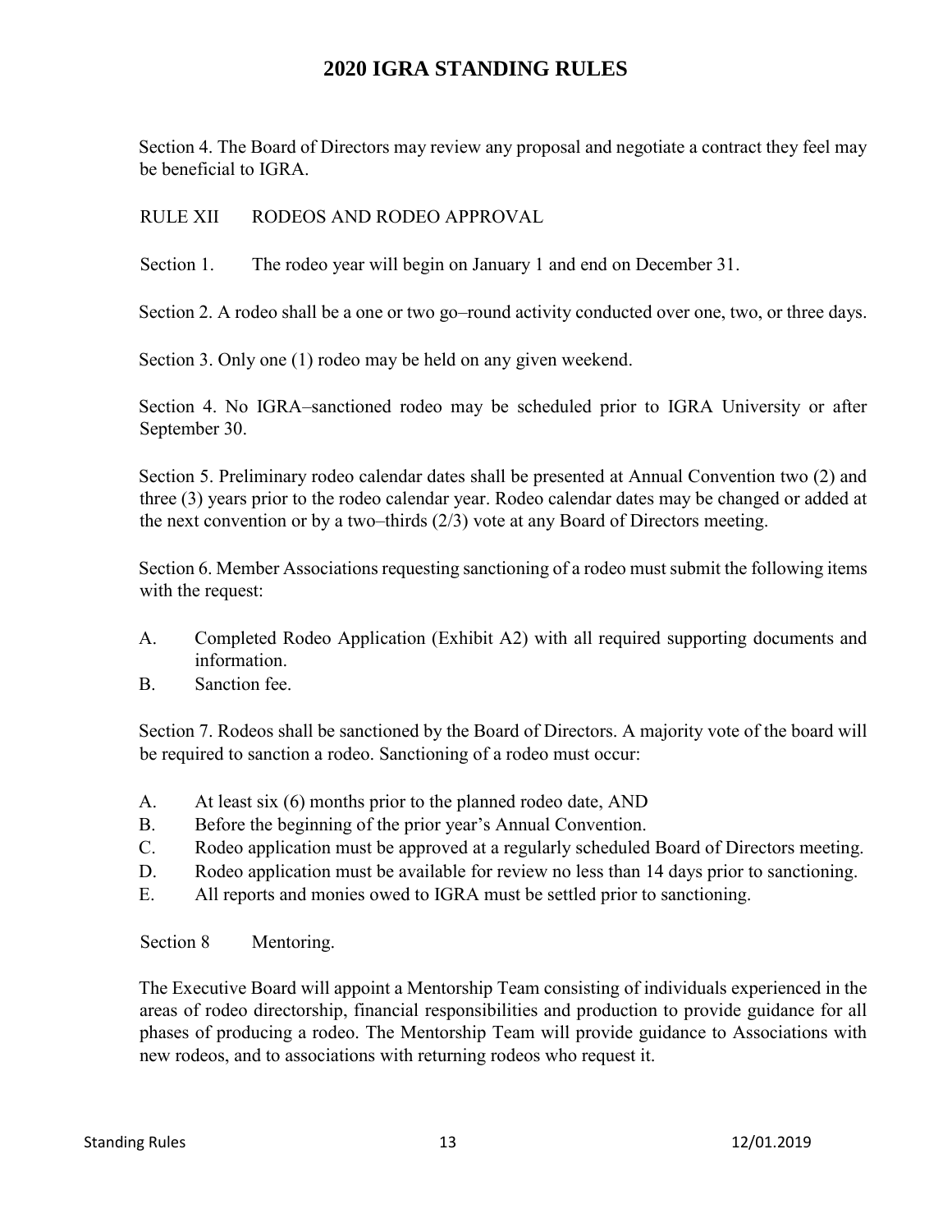Section 4. The Board of Directors may review any proposal and negotiate a contract they feel may be beneficial to IGRA.

## RULE XII RODEOS AND RODEO APPROVAL

Section 1. The rodeo year will begin on January 1 and end on December 31.

Section 2. A rodeo shall be a one or two go–round activity conducted over one, two, or three days.

Section 3. Only one (1) rodeo may be held on any given weekend.

Section 4. No IGRA–sanctioned rodeo may be scheduled prior to IGRA University or after September 30.

Section 5. Preliminary rodeo calendar dates shall be presented at Annual Convention two (2) and three (3) years prior to the rodeo calendar year. Rodeo calendar dates may be changed or added at the next convention or by a two–thirds (2/3) vote at any Board of Directors meeting.

Section 6. Member Associations requesting sanctioning of a rodeo must submit the following items with the request:

A. Completed Rodeo Application (Exhibit A2) with all required supporting documents and information.
B. Sanction fee.

Section 7. Rodeos shall be sanctioned by the Board of Directors. A majority vote of the board will be required to sanction a rodeo. Sanctioning of a rodeo must occur:

A. At least six (6) months prior to the planned rodeo date, AND
B. Before the beginning of the prior year's Annual Convention.
C. Rodeo application must be approved at a regularly scheduled Board of Directors meeting.
D. Rodeo application must be available for review no less than 14 days prior to sanctioning.
E. All reports and monies owed to IGRA must be settled prior to sanctioning.

Section 8 Mentoring.

The Executive Board will appoint a Mentorship Team consisting of individuals experienced in the areas of rodeo directorship, financial responsibilities and production to provide guidance for all phases of producing a rodeo. The Mentorship Team will provide guidance to Associations with new rodeos, and to associations with returning rodeos who request it.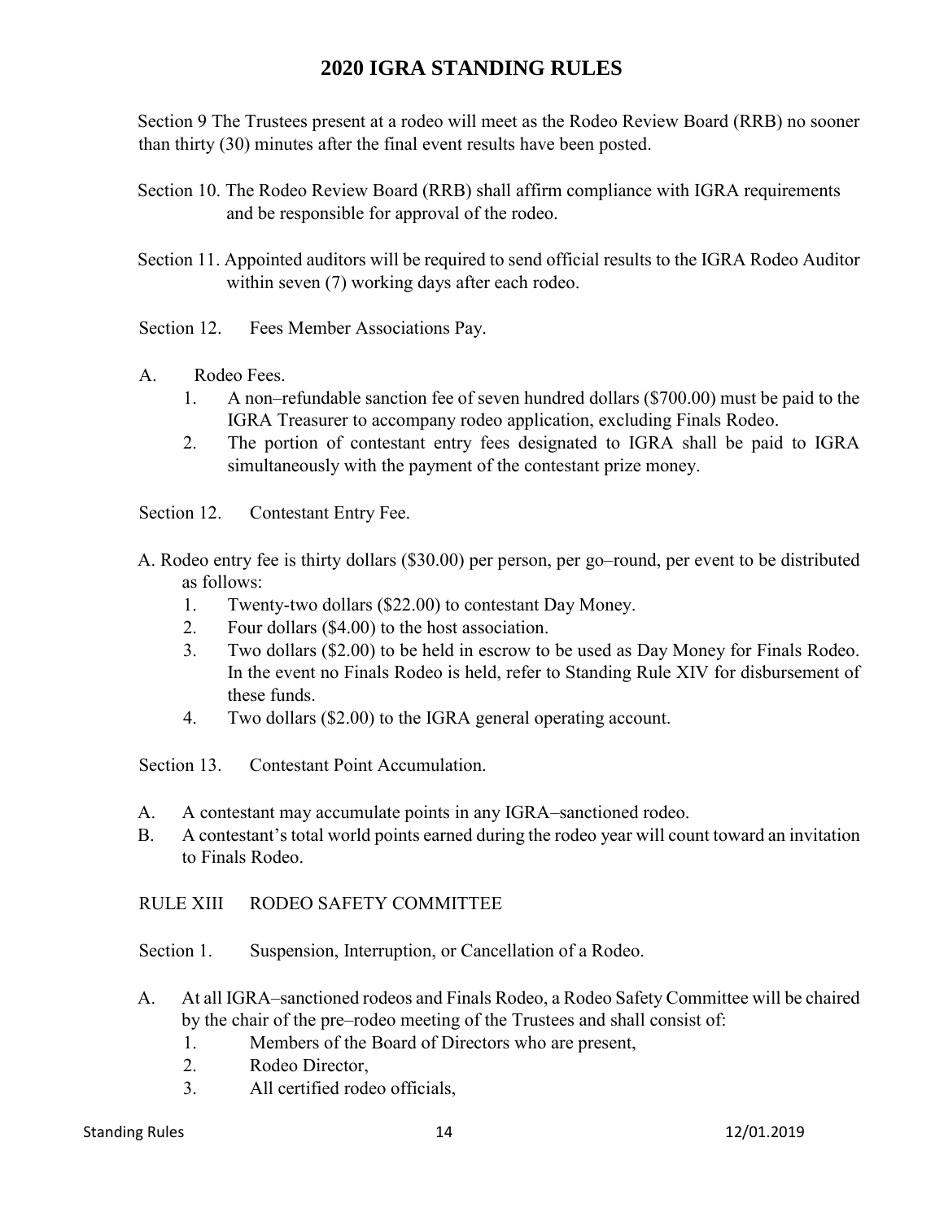Section 9 The Trustees present at a rodeo will meet as the Rodeo Review Board (RRB) no sooner than thirty (30) minutes after the final event results have been posted.

Section 10. The Rodeo Review Board (RRB) shall affirm compliance with IGRA requirements and be responsible for approval of the rodeo.

Section 11. Appointed auditors will be required to send official results to the IGRA Rodeo Auditor within seven (7) working days after each rodeo.

Section 12. Fees Member Associations Pay.

A. Rodeo Fees.
   1. A non–refundable sanction fee of seven hundred dollars ($700.00) must be paid to the IGRA Treasurer to accompany rodeo application, excluding Finals Rodeo.
   2. The portion of contestant entry fees designated to IGRA shall be paid to IGRA simultaneously with the payment of the contestant prize money.

Section 12. Contestant Entry Fee.

A. Rodeo entry fee is thirty dollars ($30.00) per person, per go–round, per event to be distributed as follows:
   1. Twenty-two dollars ($22.00) to contestant Day Money.
   2. Four dollars ($4.00) to the host association.
   3. Two dollars ($2.00) to be held in escrow to be used as Day Money for Finals Rodeo. In the event no Finals Rodeo is held, refer to Standing Rule XIV for disbursement of these funds.
   4. Two dollars ($2.00) to the IGRA general operating account.

Section 13. Contestant Point Accumulation.

A. A contestant may accumulate points in any IGRA–sanctioned rodeo.
B. A contestant's total world points earned during the rodeo year will count toward an invitation to Finals Rodeo.

## RULE XIII RODEO SAFETY COMMITTEE

Section 1. Suspension, Interruption, or Cancellation of a Rodeo.

A. At all IGRA–sanctioned rodeos and Finals Rodeo, a Rodeo Safety Committee will be chaired by the chair of the pre–rodeo meeting of the Trustees and shall consist of:
   1. Members of the Board of Directors who are present,
   2. Rodeo Director,
   3. All certified rodeo officials,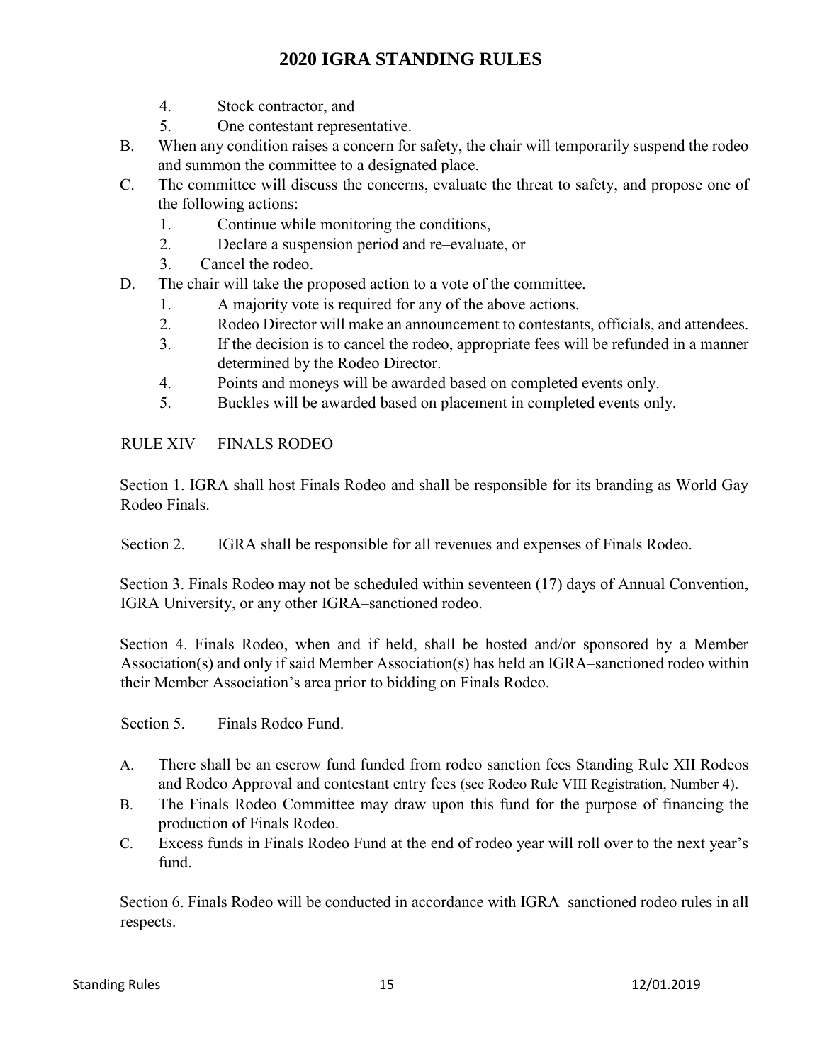4. Stock contractor, and
5. One contestant representative.

B. When any condition raises a concern for safety, the chair will temporarily suspend the rodeo and summon the committee to a designated place.

C. The committee will discuss the concerns, evaluate the threat to safety, and propose one of the following actions:
   1. Continue while monitoring the conditions,
   2. Declare a suspension period and re–evaluate, or
   3. Cancel the rodeo.

D. The chair will take the proposed action to a vote of the committee.
   1. A majority vote is required for any of the above actions.
   2. Rodeo Director will make an announcement to contestants, officials, and attendees.
   3. If the decision is to cancel the rodeo, appropriate fees will be refunded in a manner determined by the Rodeo Director.
   4. Points and moneys will be awarded based on completed events only.
   5. Buckles will be awarded based on placement in completed events only.

## RULE XIV FINALS RODEO

Section 1. IGRA shall host Finals Rodeo and shall be responsible for its branding as World Gay Rodeo Finals.

Section 2. IGRA shall be responsible for all revenues and expenses of Finals Rodeo.

Section 3. Finals Rodeo may not be scheduled within seventeen (17) days of Annual Convention, IGRA University, or any other IGRA–sanctioned rodeo.

Section 4. Finals Rodeo, when and if held, shall be hosted and/or sponsored by a Member Association(s) and only if said Member Association(s) has held an IGRA–sanctioned rodeo within their Member Association's area prior to bidding on Finals Rodeo.

Section 5. Finals Rodeo Fund.

A. There shall be an escrow fund funded from rodeo sanction fees Standing Rule XII Rodeos and Rodeo Approval and contestant entry fees (see Rodeo Rule VIII Registration, Number 4).

B. The Finals Rodeo Committee may draw upon this fund for the purpose of financing the production of Finals Rodeo.

C. Excess funds in Finals Rodeo Fund at the end of rodeo year will roll over to the next year's fund.

Section 6. Finals Rodeo will be conducted in accordance with IGRA–sanctioned rodeo rules in all respects.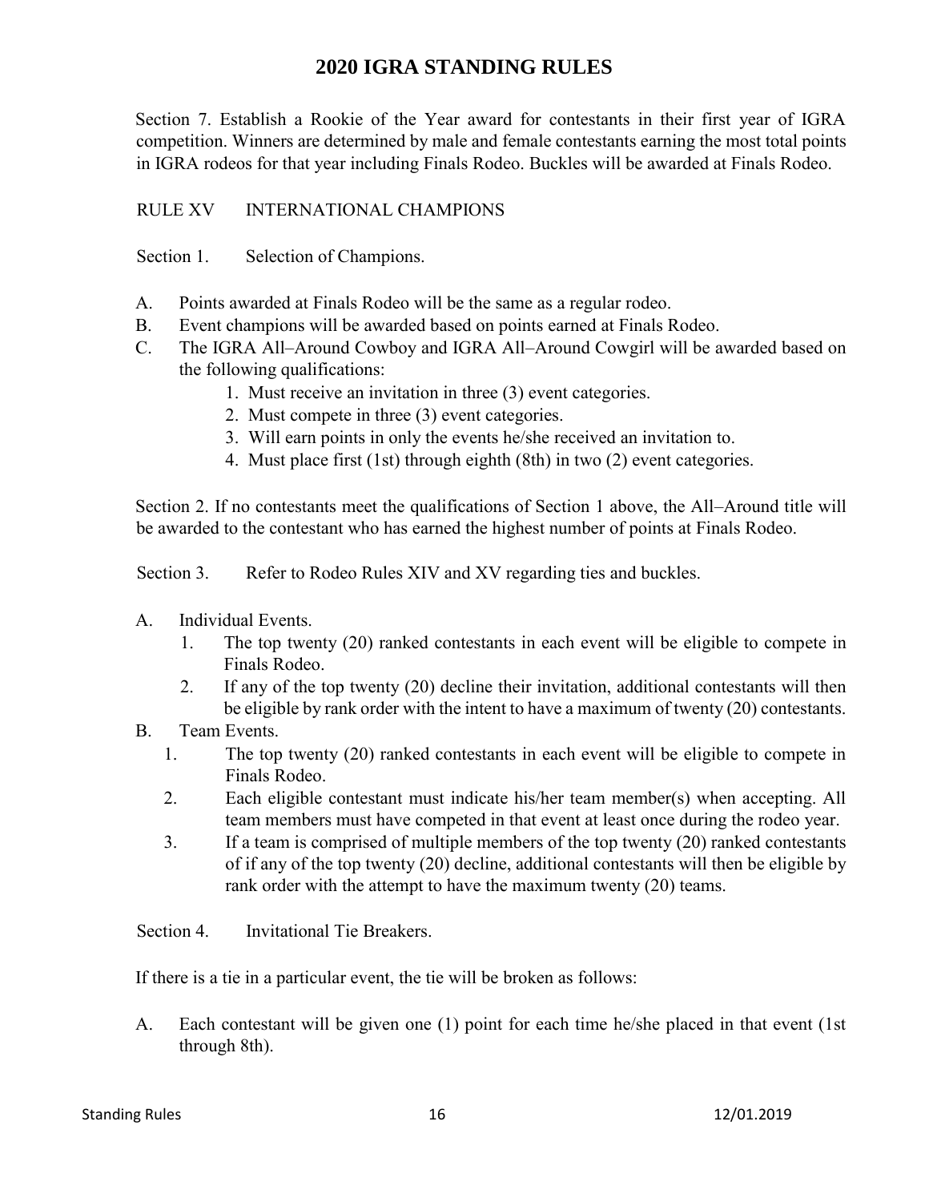# 2020 IGRA STANDING RULES

Section 7. Establish a Rookie of the Year award for contestants in their first year of IGRA competition. Winners are determined by male and female contestants earning the most total points in IGRA rodeos for that year including Finals Rodeo. Buckles will be awarded at Finals Rodeo.

## RULE XV INTERNATIONAL CHAMPIONS

Section 1. Selection of Champions.

A. Points awarded at Finals Rodeo will be the same as a regular rodeo.

B. Event champions will be awarded based on points earned at Finals Rodeo.

C. The IGRA All–Around Cowboy and IGRA All–Around Cowgirl will be awarded based on the following qualifications:

1. Must receive an invitation in three (3) event categories.
2. Must compete in three (3) event categories.
3. Will earn points in only the events he/she received an invitation to.
4. Must place first (1st) through eighth (8th) in two (2) event categories.

Section 2. If no contestants meet the qualifications of Section 1 above, the All–Around title will be awarded to the contestant who has earned the highest number of points at Finals Rodeo.

Section 3. Refer to Rodeo Rules XIV and XV regarding ties and buckles.

A. Individual Events.

1. The top twenty (20) ranked contestants in each event will be eligible to compete in Finals Rodeo.
2. If any of the top twenty (20) decline their invitation, additional contestants will then be eligible by rank order with the intent to have a maximum of twenty (20) contestants.

B. Team Events.

1. The top twenty (20) ranked contestants in each event will be eligible to compete in Finals Rodeo.
2. Each eligible contestant must indicate his/her team member(s) when accepting. All team members must have competed in that event at least once during the rodeo year.
3. If a team is comprised of multiple members of the top twenty (20) ranked contestants of if any of the top twenty (20) decline, additional contestants will then be eligible by rank order with the attempt to have the maximum twenty (20) teams.

Section 4. Invitational Tie Breakers.

If there is a tie in a particular event, the tie will be broken as follows:

A. Each contestant will be given one (1) point for each time he/she placed in that event (1st through 8th).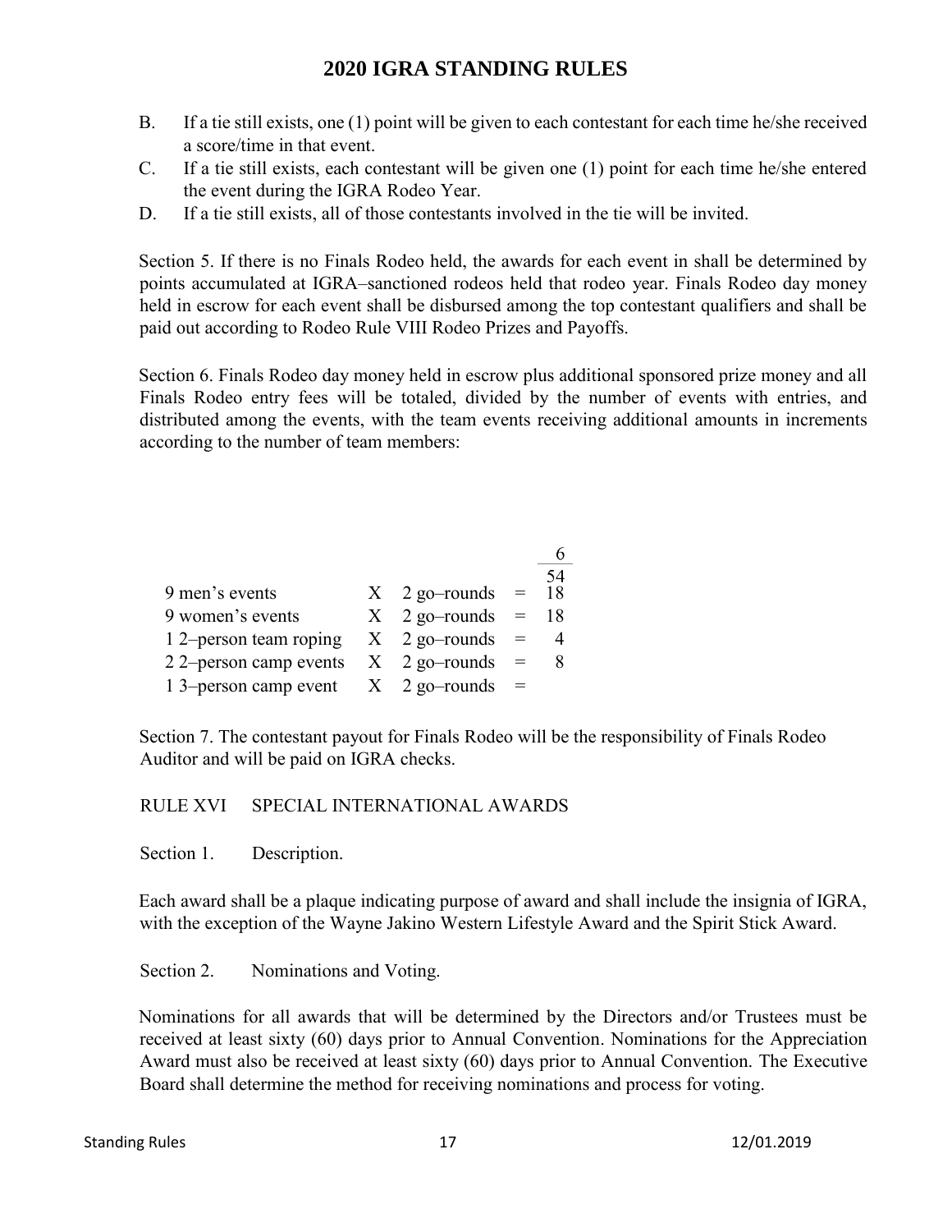B. If a tie still exists, one (1) point will be given to each contestant for each time he/she received a score/time in that event.

C. If a tie still exists, each contestant will be given one (1) point for each time he/she entered the event during the IGRA Rodeo Year.

D. If a tie still exists, all of those contestants involved in the tie will be invited.

Section 5. If there is no Finals Rodeo held, the awards for each event in shall be determined by points accumulated at IGRA–sanctioned rodeos held that rodeo year. Finals Rodeo day money held in escrow for each event shall be disbursed among the top contestant qualifiers and shall be paid out according to Rodeo Rule VIII Rodeo Prizes and Payoffs.

Section 6. Finals Rodeo day money held in escrow plus additional sponsored prize money and all Finals Rodeo entry fees will be totaled, divided by the number of events with entries, and distributed among the events, with the team events receiving additional amounts in increments according to the number of team members:

| | | | | |
|---|---|---|---|---|
| | | | | 6 |
| | | | | 54 |
| 9 men's events | X | 2 go–rounds | = | 18 |
| 9 women's events | X | 2 go–rounds | = | 18 |
| 1 2–person team roping | X | 2 go–rounds | = | 4 |
| 2 2–person camp events | X | 2 go–rounds | = | 8 |
| 1 3–person camp event | X | 2 go–rounds | = | |

Section 7. The contestant payout for Finals Rodeo will be the responsibility of Finals Rodeo Auditor and will be paid on IGRA checks.

RULE XVI SPECIAL INTERNATIONAL AWARDS

Section 1. Description.

Each award shall be a plaque indicating purpose of award and shall include the insignia of IGRA, with the exception of the Wayne Jakino Western Lifestyle Award and the Spirit Stick Award.

Section 2. Nominations and Voting.

Nominations for all awards that will be determined by the Directors and/or Trustees must be received at least sixty (60) days prior to Annual Convention. Nominations for the Appreciation Award must also be received at least sixty (60) days prior to Annual Convention. The Executive Board shall determine the method for receiving nominations and process for voting.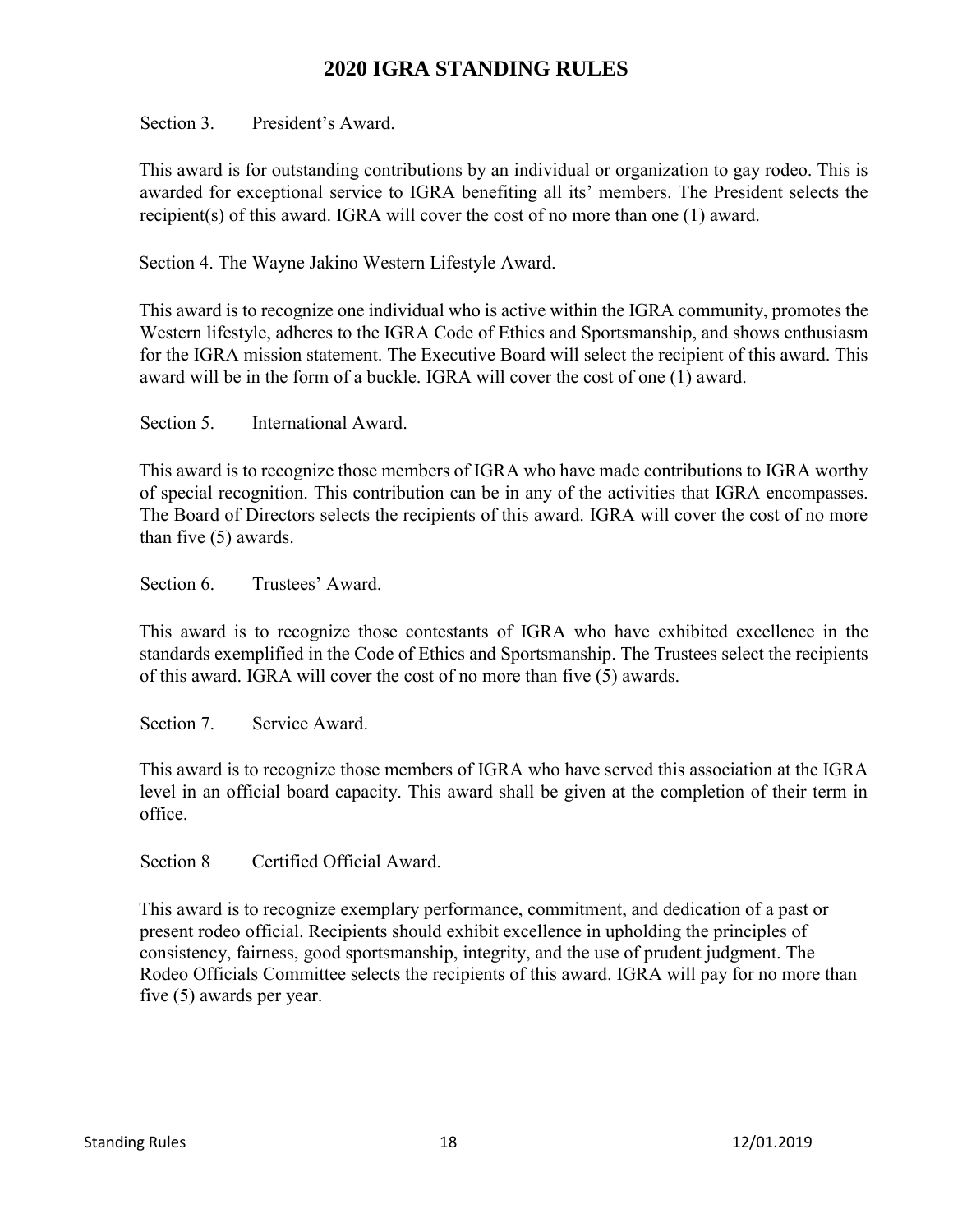# 2020 IGRA STANDING RULES

Section 3. President's Award.

This award is for outstanding contributions by an individual or organization to gay rodeo. This is awarded for exceptional service to IGRA benefiting all its' members. The President selects the recipient(s) of this award. IGRA will cover the cost of no more than one (1) award.

Section 4. The Wayne Jakino Western Lifestyle Award.

This award is to recognize one individual who is active within the IGRA community, promotes the Western lifestyle, adheres to the IGRA Code of Ethics and Sportsmanship, and shows enthusiasm for the IGRA mission statement. The Executive Board will select the recipient of this award. This award will be in the form of a buckle. IGRA will cover the cost of one (1) award.

Section 5. International Award.

This award is to recognize those members of IGRA who have made contributions to IGRA worthy of special recognition. This contribution can be in any of the activities that IGRA encompasses. The Board of Directors selects the recipients of this award. IGRA will cover the cost of no more than five (5) awards.

Section 6. Trustees' Award.

This award is to recognize those contestants of IGRA who have exhibited excellence in the standards exemplified in the Code of Ethics and Sportsmanship. The Trustees select the recipients of this award. IGRA will cover the cost of no more than five (5) awards.

Section 7. Service Award.

This award is to recognize those members of IGRA who have served this association at the IGRA level in an official board capacity. This award shall be given at the completion of their term in office.

Section 8 Certified Official Award.

This award is to recognize exemplary performance, commitment, and dedication of a past or present rodeo official. Recipients should exhibit excellence in upholding the principles of consistency, fairness, good sportsmanship, integrity, and the use of prudent judgment. The Rodeo Officials Committee selects the recipients of this award. IGRA will pay for no more than five (5) awards per year.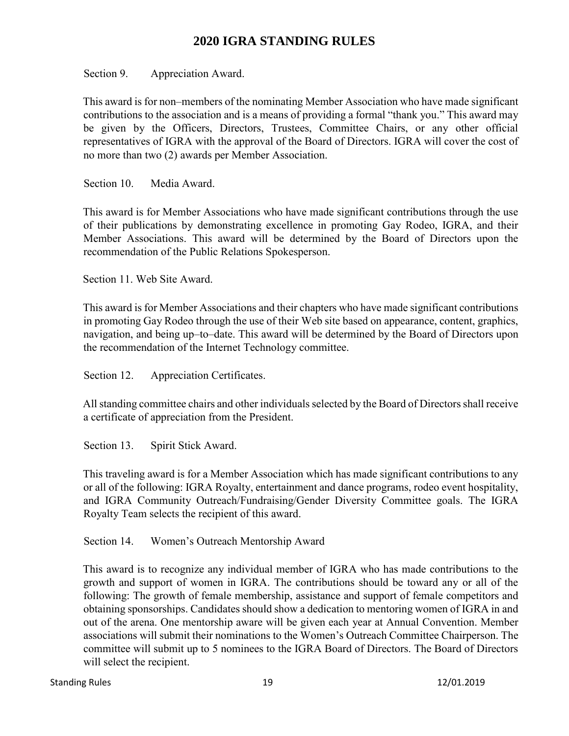Section 9. Appreciation Award.

This award is for non–members of the nominating Member Association who have made significant contributions to the association and is a means of providing a formal "thank you." This award may be given by the Officers, Directors, Trustees, Committee Chairs, or any other official representatives of IGRA with the approval of the Board of Directors. IGRA will cover the cost of no more than two (2) awards per Member Association.

Section 10. Media Award.

This award is for Member Associations who have made significant contributions through the use of their publications by demonstrating excellence in promoting Gay Rodeo, IGRA, and their Member Associations. This award will be determined by the Board of Directors upon the recommendation of the Public Relations Spokesperson.

Section 11. Web Site Award.

This award is for Member Associations and their chapters who have made significant contributions in promoting Gay Rodeo through the use of their Web site based on appearance, content, graphics, navigation, and being up–to–date. This award will be determined by the Board of Directors upon the recommendation of the Internet Technology committee.

Section 12. Appreciation Certificates.

All standing committee chairs and other individuals selected by the Board of Directors shall receive a certificate of appreciation from the President.

Section 13. Spirit Stick Award.

This traveling award is for a Member Association which has made significant contributions to any or all of the following: IGRA Royalty, entertainment and dance programs, rodeo event hospitality, and IGRA Community Outreach/Fundraising/Gender Diversity Committee goals. The IGRA Royalty Team selects the recipient of this award.

Section 14. Women's Outreach Mentorship Award

This award is to recognize any individual member of IGRA who has made contributions to the growth and support of women in IGRA. The contributions should be toward any or all of the following: The growth of female membership, assistance and support of female competitors and obtaining sponsorships. Candidates should show a dedication to mentoring women of IGRA in and out of the arena. One mentorship aware will be given each year at Annual Convention. Member associations will submit their nominations to the Women's Outreach Committee Chairperson. The committee will submit up to 5 nominees to the IGRA Board of Directors. The Board of Directors will select the recipient.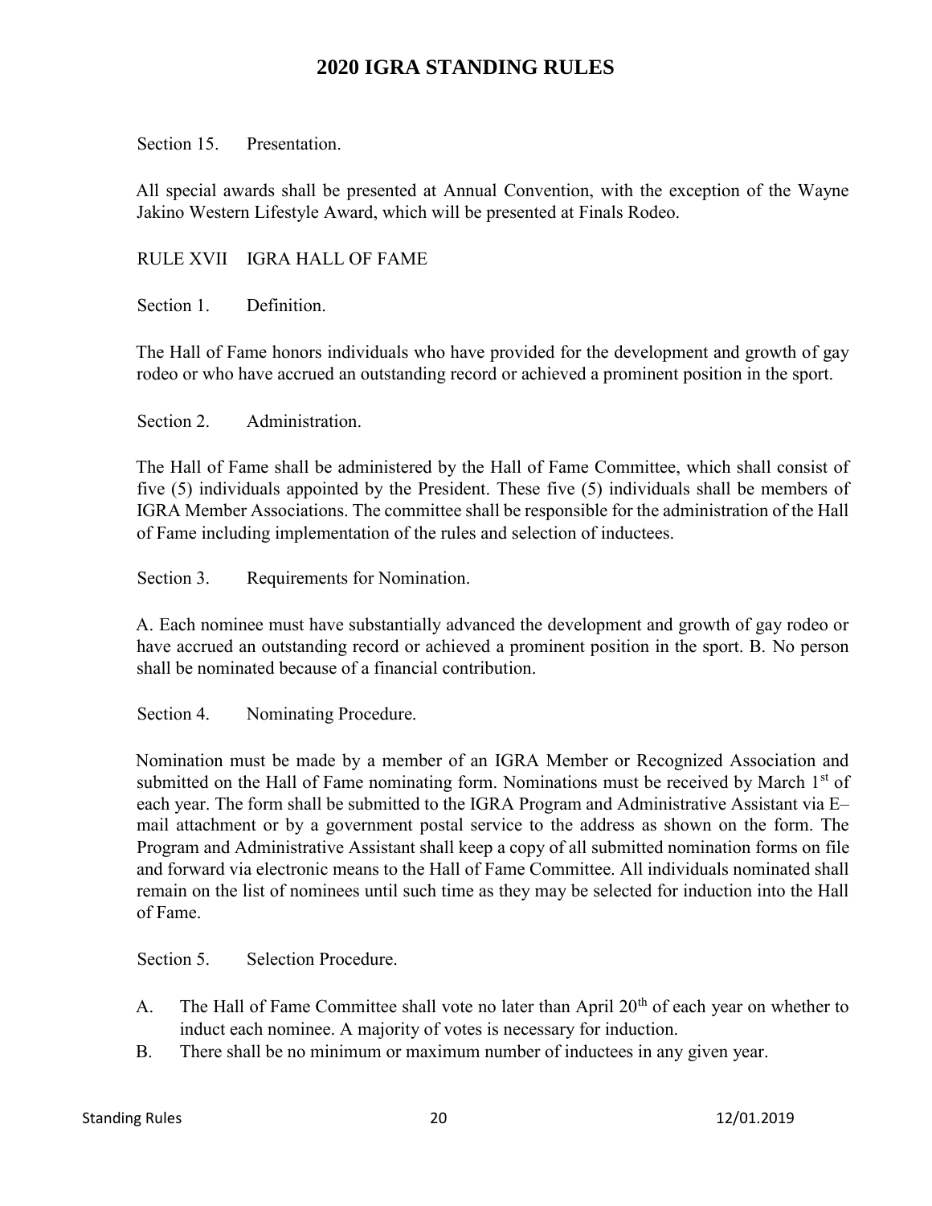Section 15. Presentation.

All special awards shall be presented at Annual Convention, with the exception of the Wayne Jakino Western Lifestyle Award, which will be presented at Finals Rodeo.

## RULE XVII IGRA HALL OF FAME

Section 1. Definition.

The Hall of Fame honors individuals who have provided for the development and growth of gay rodeo or who have accrued an outstanding record or achieved a prominent position in the sport.

Section 2. Administration.

The Hall of Fame shall be administered by the Hall of Fame Committee, which shall consist of five (5) individuals appointed by the President. These five (5) individuals shall be members of IGRA Member Associations. The committee shall be responsible for the administration of the Hall of Fame including implementation of the rules and selection of inductees.

Section 3. Requirements for Nomination.

A. Each nominee must have substantially advanced the development and growth of gay rodeo or have accrued an outstanding record or achieved a prominent position in the sport. B. No person shall be nominated because of a financial contribution.

Section 4. Nominating Procedure.

Nomination must be made by a member of an IGRA Member or Recognized Association and submitted on the Hall of Fame nominating form. Nominations must be received by March 1st of each year. The form shall be submitted to the IGRA Program and Administrative Assistant via E–mail attachment or by a government postal service to the address as shown on the form. The Program and Administrative Assistant shall keep a copy of all submitted nomination forms on file and forward via electronic means to the Hall of Fame Committee. All individuals nominated shall remain on the list of nominees until such time as they may be selected for induction into the Hall of Fame.

Section 5. Selection Procedure.

A. The Hall of Fame Committee shall vote no later than April 20th of each year on whether to induct each nominee. A majority of votes is necessary for induction.
B. There shall be no minimum or maximum number of inductees in any given year.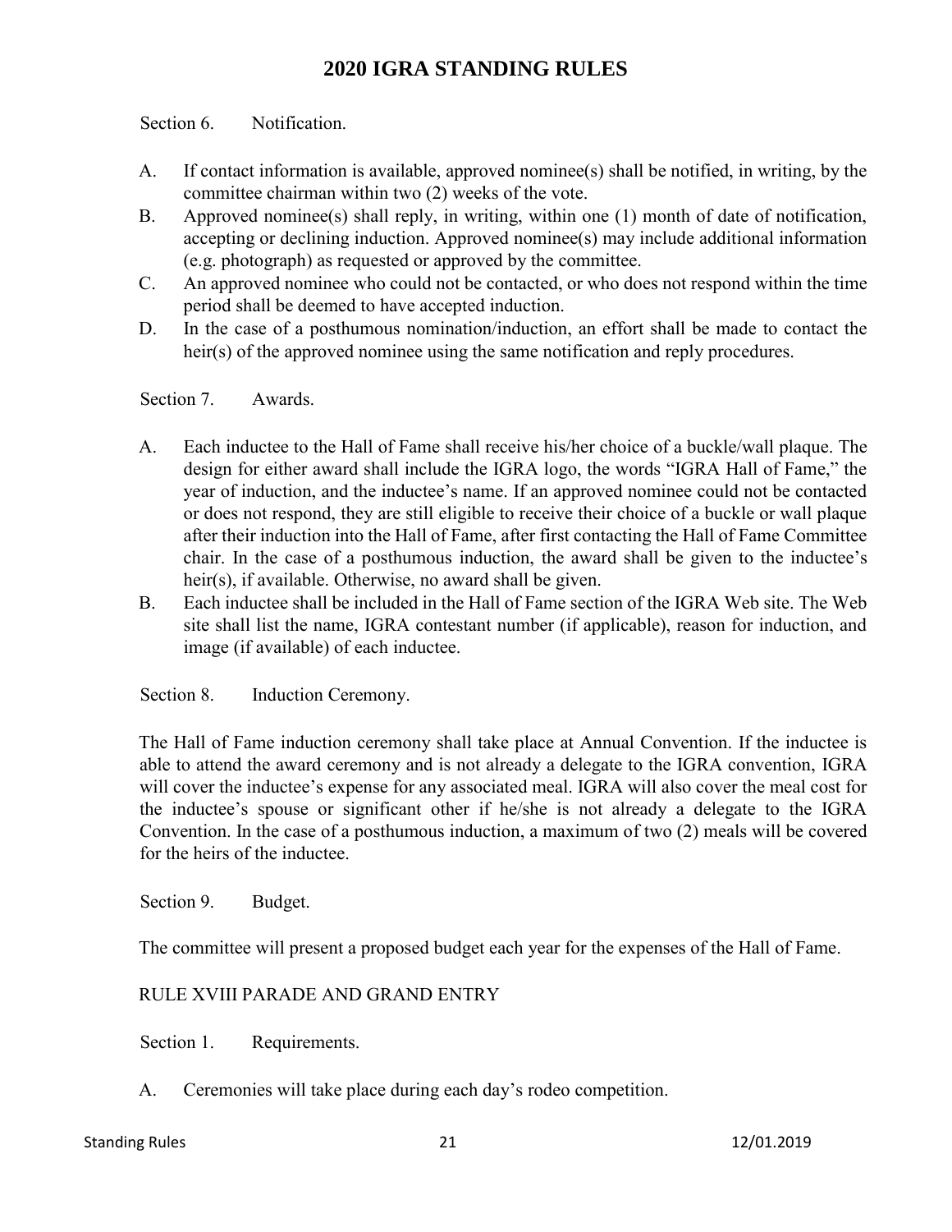Section 6. Notification.

A. If contact information is available, approved nominee(s) shall be notified, in writing, by the committee chairman within two (2) weeks of the vote.
B. Approved nominee(s) shall reply, in writing, within one (1) month of date of notification, accepting or declining induction. Approved nominee(s) may include additional information (e.g. photograph) as requested or approved by the committee.
C. An approved nominee who could not be contacted, or who does not respond within the time period shall be deemed to have accepted induction.
D. In the case of a posthumous nomination/induction, an effort shall be made to contact the heir(s) of the approved nominee using the same notification and reply procedures.

Section 7. Awards.

A. Each inductee to the Hall of Fame shall receive his/her choice of a buckle/wall plaque. The design for either award shall include the IGRA logo, the words "IGRA Hall of Fame," the year of induction, and the inductee's name. If an approved nominee could not be contacted or does not respond, they are still eligible to receive their choice of a buckle or wall plaque after their induction into the Hall of Fame, after first contacting the Hall of Fame Committee chair. In the case of a posthumous induction, the award shall be given to the inductee's heir(s), if available. Otherwise, no award shall be given.
B. Each inductee shall be included in the Hall of Fame section of the IGRA Web site. The Web site shall list the name, IGRA contestant number (if applicable), reason for induction, and image (if available) of each inductee.

Section 8. Induction Ceremony.

The Hall of Fame induction ceremony shall take place at Annual Convention. If the inductee is able to attend the award ceremony and is not already a delegate to the IGRA convention, IGRA will cover the inductee's expense for any associated meal. IGRA will also cover the meal cost for the inductee's spouse or significant other if he/she is not already a delegate to the IGRA Convention. In the case of a posthumous induction, a maximum of two (2) meals will be covered for the heirs of the inductee.

Section 9. Budget.

The committee will present a proposed budget each year for the expenses of the Hall of Fame.

## RULE XVIII PARADE AND GRAND ENTRY

Section 1. Requirements.

A. Ceremonies will take place during each day's rodeo competition.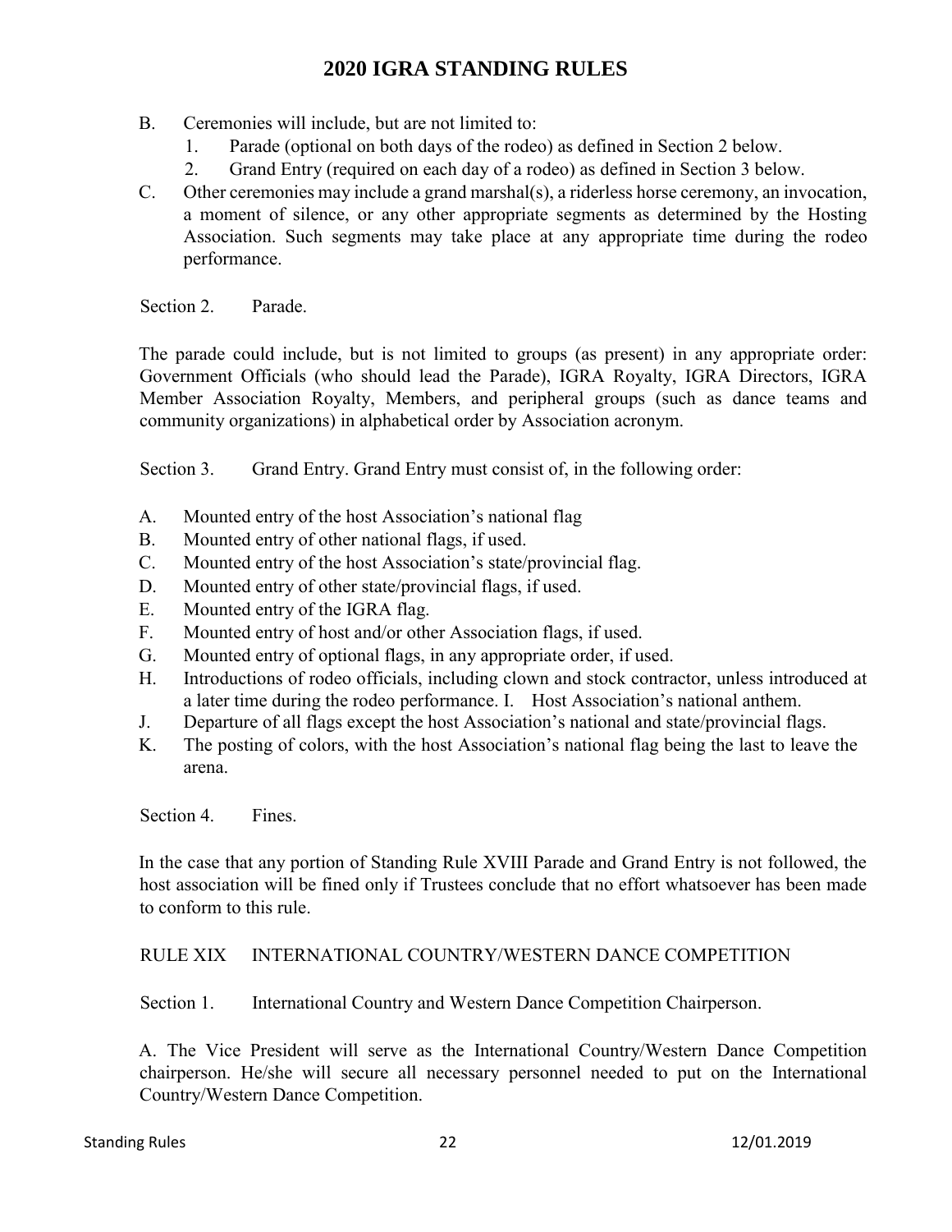B. Ceremonies will include, but are not limited to:
   1. Parade (optional on both days of the rodeo) as defined in Section 2 below.
   2. Grand Entry (required on each day of a rodeo) as defined in Section 3 below.

C. Other ceremonies may include a grand marshal(s), a riderless horse ceremony, an invocation, a moment of silence, or any other appropriate segments as determined by the Hosting Association. Such segments may take place at any appropriate time during the rodeo performance.

Section 2. Parade.

The parade could include, but is not limited to groups (as present) in any appropriate order: Government Officials (who should lead the Parade), IGRA Royalty, IGRA Directors, IGRA Member Association Royalty, Members, and peripheral groups (such as dance teams and community organizations) in alphabetical order by Association acronym.

Section 3. Grand Entry. Grand Entry must consist of, in the following order:

A. Mounted entry of the host Association's national flag
B. Mounted entry of other national flags, if used.
C. Mounted entry of the host Association's state/provincial flag.
D. Mounted entry of other state/provincial flags, if used.
E. Mounted entry of the IGRA flag.
F. Mounted entry of host and/or other Association flags, if used.
G. Mounted entry of optional flags, in any appropriate order, if used.
H. Introductions of rodeo officials, including clown and stock contractor, unless introduced at a later time during the rodeo performance. I. Host Association's national anthem.
J. Departure of all flags except the host Association's national and state/provincial flags.
K. The posting of colors, with the host Association's national flag being the last to leave the arena.

Section 4. Fines.

In the case that any portion of Standing Rule XVIII Parade and Grand Entry is not followed, the host association will be fined only if Trustees conclude that no effort whatsoever has been made to conform to this rule.

## RULE XIX INTERNATIONAL COUNTRY/WESTERN DANCE COMPETITION

Section 1. International Country and Western Dance Competition Chairperson.

A. The Vice President will serve as the International Country/Western Dance Competition chairperson. He/she will secure all necessary personnel needed to put on the International Country/Western Dance Competition.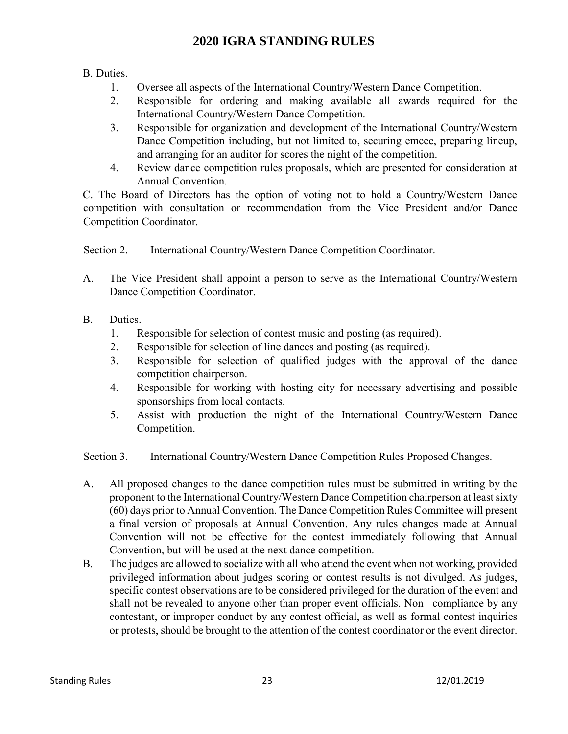B. Duties.

1. Oversee all aspects of the International Country/Western Dance Competition.
2. Responsible for ordering and making available all awards required for the International Country/Western Dance Competition.
3. Responsible for organization and development of the International Country/Western Dance Competition including, but not limited to, securing emcee, preparing lineup, and arranging for an auditor for scores the night of the competition.
4. Review dance competition rules proposals, which are presented for consideration at Annual Convention.

C. The Board of Directors has the option of voting not to hold a Country/Western Dance competition with consultation or recommendation from the Vice President and/or Dance Competition Coordinator.

Section 2. International Country/Western Dance Competition Coordinator.

A. The Vice President shall appoint a person to serve as the International Country/Western Dance Competition Coordinator.

B. Duties.

1. Responsible for selection of contest music and posting (as required).
2. Responsible for selection of line dances and posting (as required).
3. Responsible for selection of qualified judges with the approval of the dance competition chairperson.
4. Responsible for working with hosting city for necessary advertising and possible sponsorships from local contacts.
5. Assist with production the night of the International Country/Western Dance Competition.

Section 3. International Country/Western Dance Competition Rules Proposed Changes.

A. All proposed changes to the dance competition rules must be submitted in writing by the proponent to the International Country/Western Dance Competition chairperson at least sixty (60) days prior to Annual Convention. The Dance Competition Rules Committee will present a final version of proposals at Annual Convention. Any rules changes made at Annual Convention will not be effective for the contest immediately following that Annual Convention, but will be used at the next dance competition.

B. The judges are allowed to socialize with all who attend the event when not working, provided privileged information about judges scoring or contest results is not divulged. As judges, specific contest observations are to be considered privileged for the duration of the event and shall not be revealed to anyone other than proper event officials. Non– compliance by any contestant, or improper conduct by any contest official, as well as formal contest inquiries or protests, should be brought to the attention of the contest coordinator or the event director.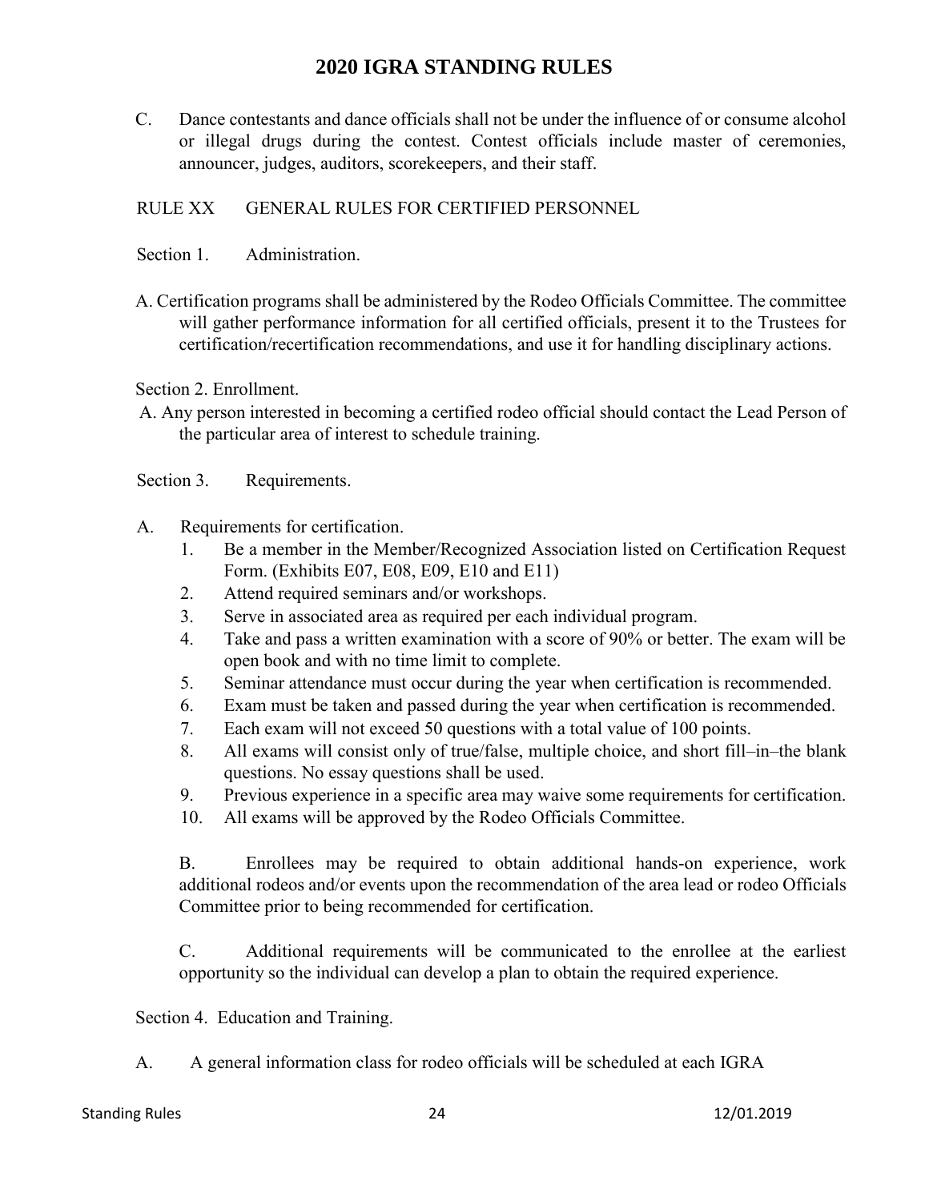C. Dance contestants and dance officials shall not be under the influence of or consume alcohol or illegal drugs during the contest. Contest officials include master of ceremonies, announcer, judges, auditors, scorekeepers, and their staff.

## RULE XX GENERAL RULES FOR CERTIFIED PERSONNEL

### Section 1. Administration.

A. Certification programs shall be administered by the Rodeo Officials Committee. The committee will gather performance information for all certified officials, present it to the Trustees for certification/recertification recommendations, and use it for handling disciplinary actions.

### Section 2. Enrollment.

A. Any person interested in becoming a certified rodeo official should contact the Lead Person of the particular area of interest to schedule training.

### Section 3. Requirements.

A. Requirements for certification.

1. Be a member in the Member/Recognized Association listed on Certification Request Form. (Exhibits E07, E08, E09, E10 and E11)
2. Attend required seminars and/or workshops.
3. Serve in associated area as required per each individual program.
4. Take and pass a written examination with a score of 90% or better. The exam will be open book and with no time limit to complete.
5. Seminar attendance must occur during the year when certification is recommended.
6. Exam must be taken and passed during the year when certification is recommended.
7. Each exam will not exceed 50 questions with a total value of 100 points.
8. All exams will consist only of true/false, multiple choice, and short fill–in–the blank questions. No essay questions shall be used.
9. Previous experience in a specific area may waive some requirements for certification.
10. All exams will be approved by the Rodeo Officials Committee.

B. Enrollees may be required to obtain additional hands-on experience, work additional rodeos and/or events upon the recommendation of the area lead or rodeo Officials Committee prior to being recommended for certification.

C. Additional requirements will be communicated to the enrollee at the earliest opportunity so the individual can develop a plan to obtain the required experience.

### Section 4. Education and Training.

A. A general information class for rodeo officials will be scheduled at each IGRA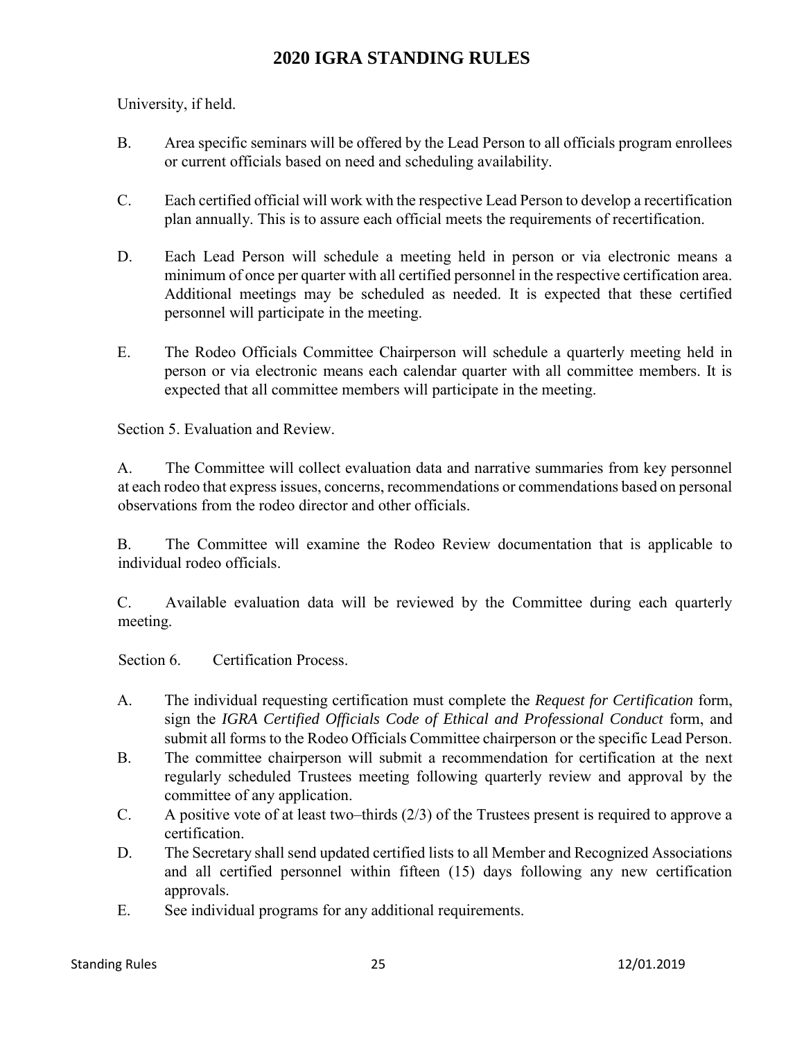University, if held.

B. Area specific seminars will be offered by the Lead Person to all officials program enrollees or current officials based on need and scheduling availability.

C. Each certified official will work with the respective Lead Person to develop a recertification plan annually. This is to assure each official meets the requirements of recertification.

D. Each Lead Person will schedule a meeting held in person or via electronic means a minimum of once per quarter with all certified personnel in the respective certification area. Additional meetings may be scheduled as needed. It is expected that these certified personnel will participate in the meeting.

E. The Rodeo Officials Committee Chairperson will schedule a quarterly meeting held in person or via electronic means each calendar quarter with all committee members. It is expected that all committee members will participate in the meeting.

Section 5. Evaluation and Review.

A. The Committee will collect evaluation data and narrative summaries from key personnel at each rodeo that express issues, concerns, recommendations or commendations based on personal observations from the rodeo director and other officials.

B. The Committee will examine the Rodeo Review documentation that is applicable to individual rodeo officials.

C. Available evaluation data will be reviewed by the Committee during each quarterly meeting.

Section 6. Certification Process.

A. The individual requesting certification must complete the *Request for Certification* form, sign the *IGRA Certified Officials Code of Ethical and Professional Conduct* form, and submit all forms to the Rodeo Officials Committee chairperson or the specific Lead Person.

B. The committee chairperson will submit a recommendation for certification at the next regularly scheduled Trustees meeting following quarterly review and approval by the committee of any application.

C. A positive vote of at least two–thirds (2/3) of the Trustees present is required to approve a certification.

D. The Secretary shall send updated certified lists to all Member and Recognized Associations and all certified personnel within fifteen (15) days following any new certification approvals.

E. See individual programs for any additional requirements.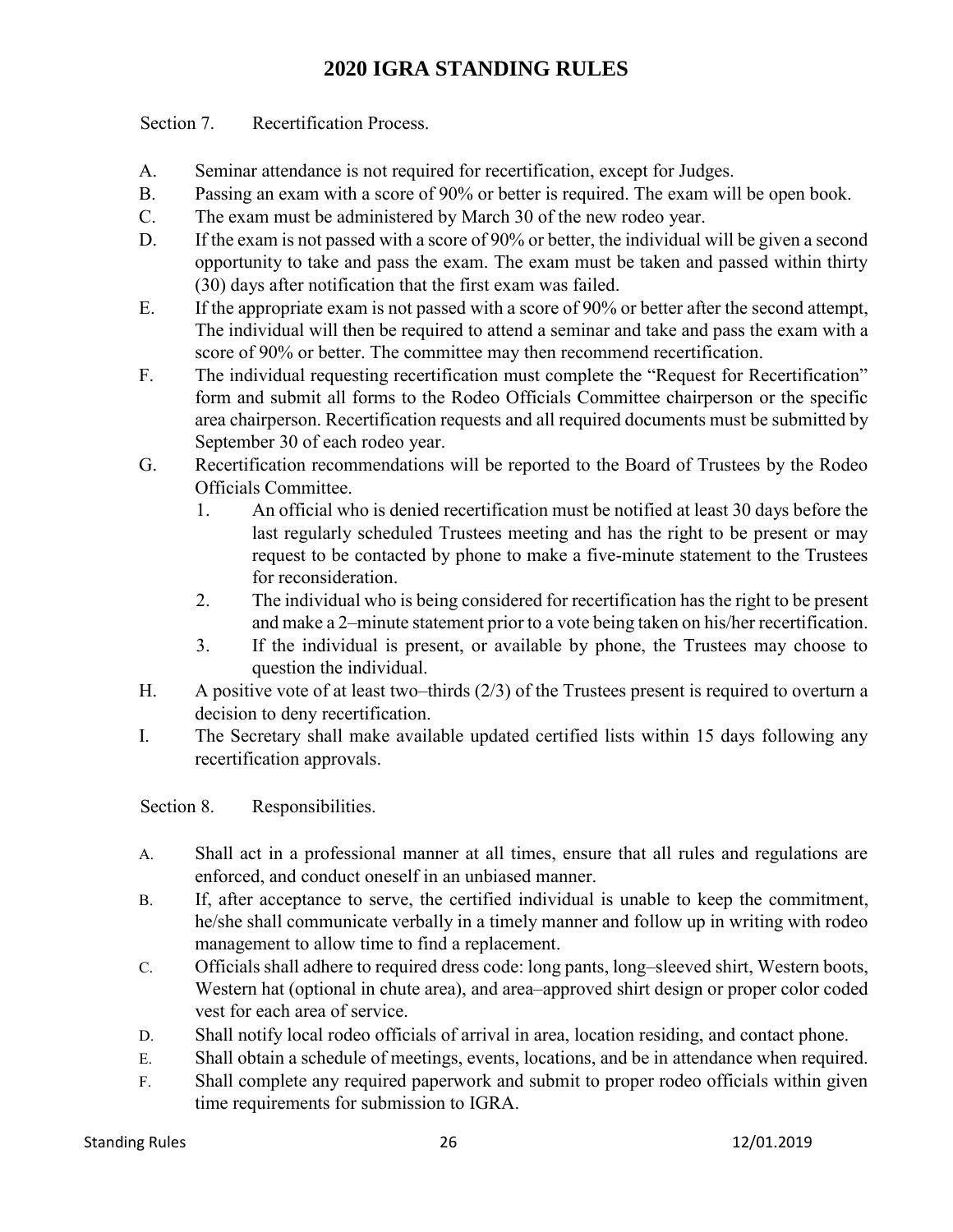Section 7. Recertification Process.

A. Seminar attendance is not required for recertification, except for Judges.
B. Passing an exam with a score of 90% or better is required. The exam will be open book.
C. The exam must be administered by March 30 of the new rodeo year.
D. If the exam is not passed with a score of 90% or better, the individual will be given a second opportunity to take and pass the exam. The exam must be taken and passed within thirty (30) days after notification that the first exam was failed.
E. If the appropriate exam is not passed with a score of 90% or better after the second attempt, The individual will then be required to attend a seminar and take and pass the exam with a score of 90% or better. The committee may then recommend recertification.
F. The individual requesting recertification must complete the "Request for Recertification" form and submit all forms to the Rodeo Officials Committee chairperson or the specific area chairperson. Recertification requests and all required documents must be submitted by September 30 of each rodeo year.
G. Recertification recommendations will be reported to the Board of Trustees by the Rodeo Officials Committee.
    1. An official who is denied recertification must be notified at least 30 days before the last regularly scheduled Trustees meeting and has the right to be present or may request to be contacted by phone to make a five-minute statement to the Trustees for reconsideration.
    2. The individual who is being considered for recertification has the right to be present and make a 2–minute statement prior to a vote being taken on his/her recertification.
    3. If the individual is present, or available by phone, the Trustees may choose to question the individual.
H. A positive vote of at least two–thirds (2/3) of the Trustees present is required to overturn a decision to deny recertification.
I. The Secretary shall make available updated certified lists within 15 days following any recertification approvals.

Section 8. Responsibilities.

A. Shall act in a professional manner at all times, ensure that all rules and regulations are enforced, and conduct oneself in an unbiased manner.
B. If, after acceptance to serve, the certified individual is unable to keep the commitment, he/she shall communicate verbally in a timely manner and follow up in writing with rodeo management to allow time to find a replacement.
C. Officials shall adhere to required dress code: long pants, long–sleeved shirt, Western boots, Western hat (optional in chute area), and area–approved shirt design or proper color coded vest for each area of service.
D. Shall notify local rodeo officials of arrival in area, location residing, and contact phone.
E. Shall obtain a schedule of meetings, events, locations, and be in attendance when required.
F. Shall complete any required paperwork and submit to proper rodeo officials within given time requirements for submission to IGRA.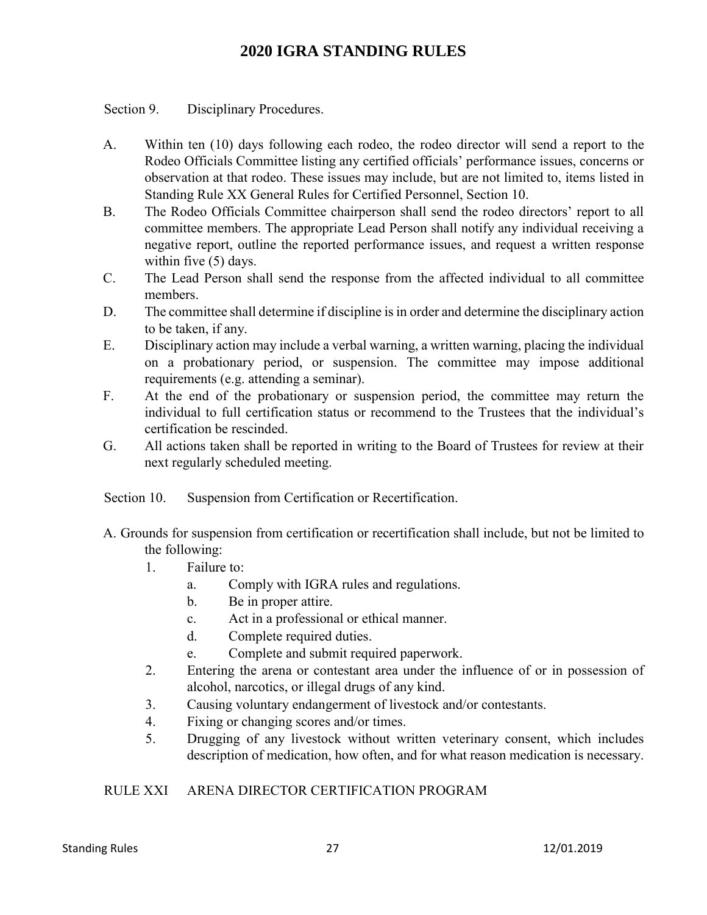Section 9. Disciplinary Procedures.

A. Within ten (10) days following each rodeo, the rodeo director will send a report to the Rodeo Officials Committee listing any certified officials' performance issues, concerns or observation at that rodeo. These issues may include, but are not limited to, items listed in Standing Rule XX General Rules for Certified Personnel, Section 10.

B. The Rodeo Officials Committee chairperson shall send the rodeo directors' report to all committee members. The appropriate Lead Person shall notify any individual receiving a negative report, outline the reported performance issues, and request a written response within five (5) days.

C. The Lead Person shall send the response from the affected individual to all committee members.

D. The committee shall determine if discipline is in order and determine the disciplinary action to be taken, if any.

E. Disciplinary action may include a verbal warning, a written warning, placing the individual on a probationary period, or suspension. The committee may impose additional requirements (e.g. attending a seminar).

F. At the end of the probationary or suspension period, the committee may return the individual to full certification status or recommend to the Trustees that the individual's certification be rescinded.

G. All actions taken shall be reported in writing to the Board of Trustees for review at their next regularly scheduled meeting.

Section 10. Suspension from Certification or Recertification.

A. Grounds for suspension from certification or recertification shall include, but not be limited to the following:

1. Failure to:
   a. Comply with IGRA rules and regulations.
   b. Be in proper attire.
   c. Act in a professional or ethical manner.
   d. Complete required duties.
   e. Complete and submit required paperwork.
2. Entering the arena or contestant area under the influence of or in possession of alcohol, narcotics, or illegal drugs of any kind.
3. Causing voluntary endangerment of livestock and/or contestants.
4. Fixing or changing scores and/or times.
5. Drugging of any livestock without written veterinary consent, which includes description of medication, how often, and for what reason medication is necessary.

## RULE XXI ARENA DIRECTOR CERTIFICATION PROGRAM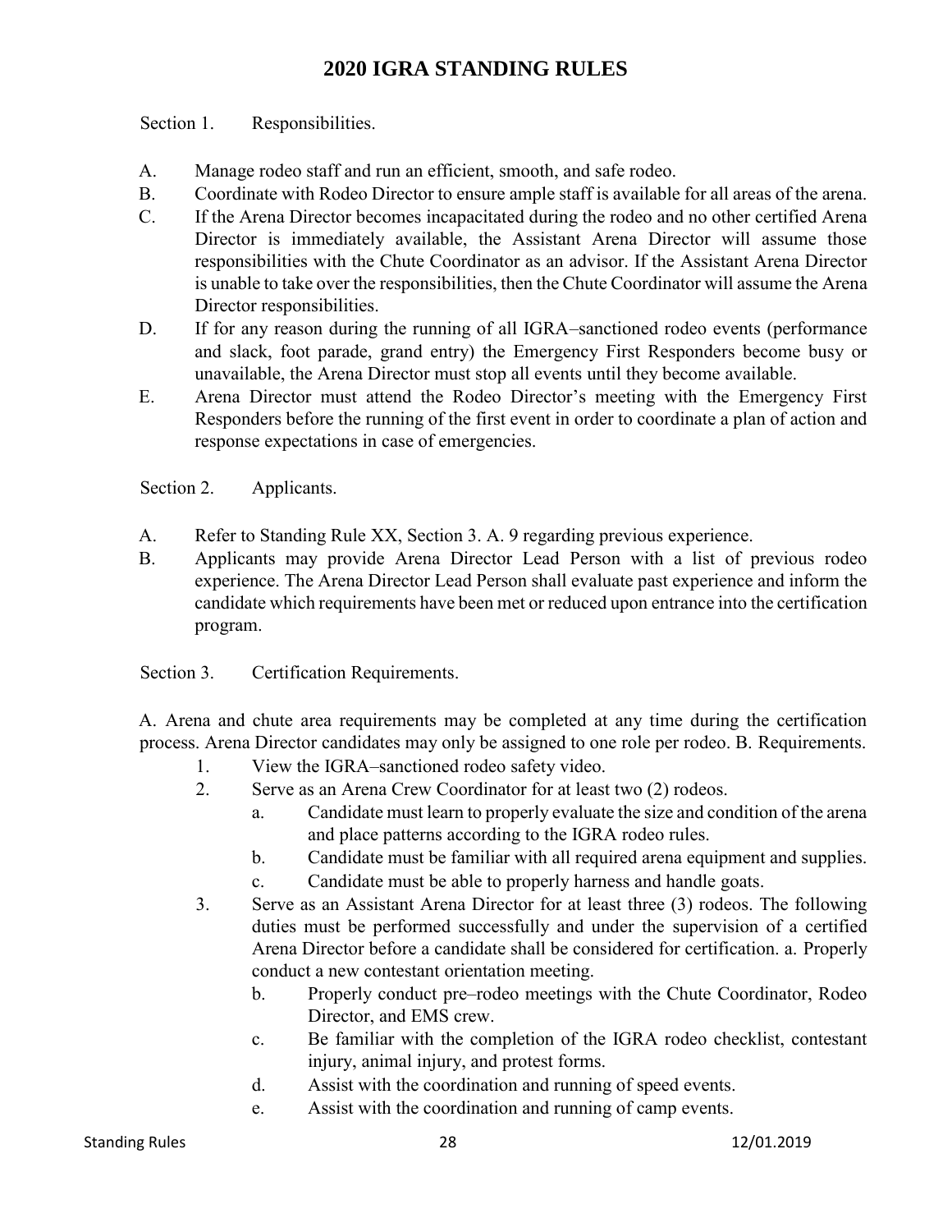# 2020 IGRA STANDING RULES

Section 1. Responsibilities.

A. Manage rodeo staff and run an efficient, smooth, and safe rodeo.

B. Coordinate with Rodeo Director to ensure ample staff is available for all areas of the arena.

C. If the Arena Director becomes incapacitated during the rodeo and no other certified Arena Director is immediately available, the Assistant Arena Director will assume those responsibilities with the Chute Coordinator as an advisor. If the Assistant Arena Director is unable to take over the responsibilities, then the Chute Coordinator will assume the Arena Director responsibilities.

D. If for any reason during the running of all IGRA–sanctioned rodeo events (performance and slack, foot parade, grand entry) the Emergency First Responders become busy or unavailable, the Arena Director must stop all events until they become available.

E. Arena Director must attend the Rodeo Director's meeting with the Emergency First Responders before the running of the first event in order to coordinate a plan of action and response expectations in case of emergencies.

Section 2. Applicants.

A. Refer to Standing Rule XX, Section 3. A. 9 regarding previous experience.

B. Applicants may provide Arena Director Lead Person with a list of previous rodeo experience. The Arena Director Lead Person shall evaluate past experience and inform the candidate which requirements have been met or reduced upon entrance into the certification program.

Section 3. Certification Requirements.

A. Arena and chute area requirements may be completed at any time during the certification process. Arena Director candidates may only be assigned to one role per rodeo. B. Requirements.

1. View the IGRA–sanctioned rodeo safety video.
2. Serve as an Arena Crew Coordinator for at least two (2) rodeos.
   a. Candidate must learn to properly evaluate the size and condition of the arena and place patterns according to the IGRA rodeo rules.
   b. Candidate must be familiar with all required arena equipment and supplies.
   c. Candidate must be able to properly harness and handle goats.
3. Serve as an Assistant Arena Director for at least three (3) rodeos. The following duties must be performed successfully and under the supervision of a certified Arena Director before a candidate shall be considered for certification. a. Properly conduct a new contestant orientation meeting.
   b. Properly conduct pre–rodeo meetings with the Chute Coordinator, Rodeo Director, and EMS crew.
   c. Be familiar with the completion of the IGRA rodeo checklist, contestant injury, animal injury, and protest forms.
   d. Assist with the coordination and running of speed events.
   e. Assist with the coordination and running of camp events.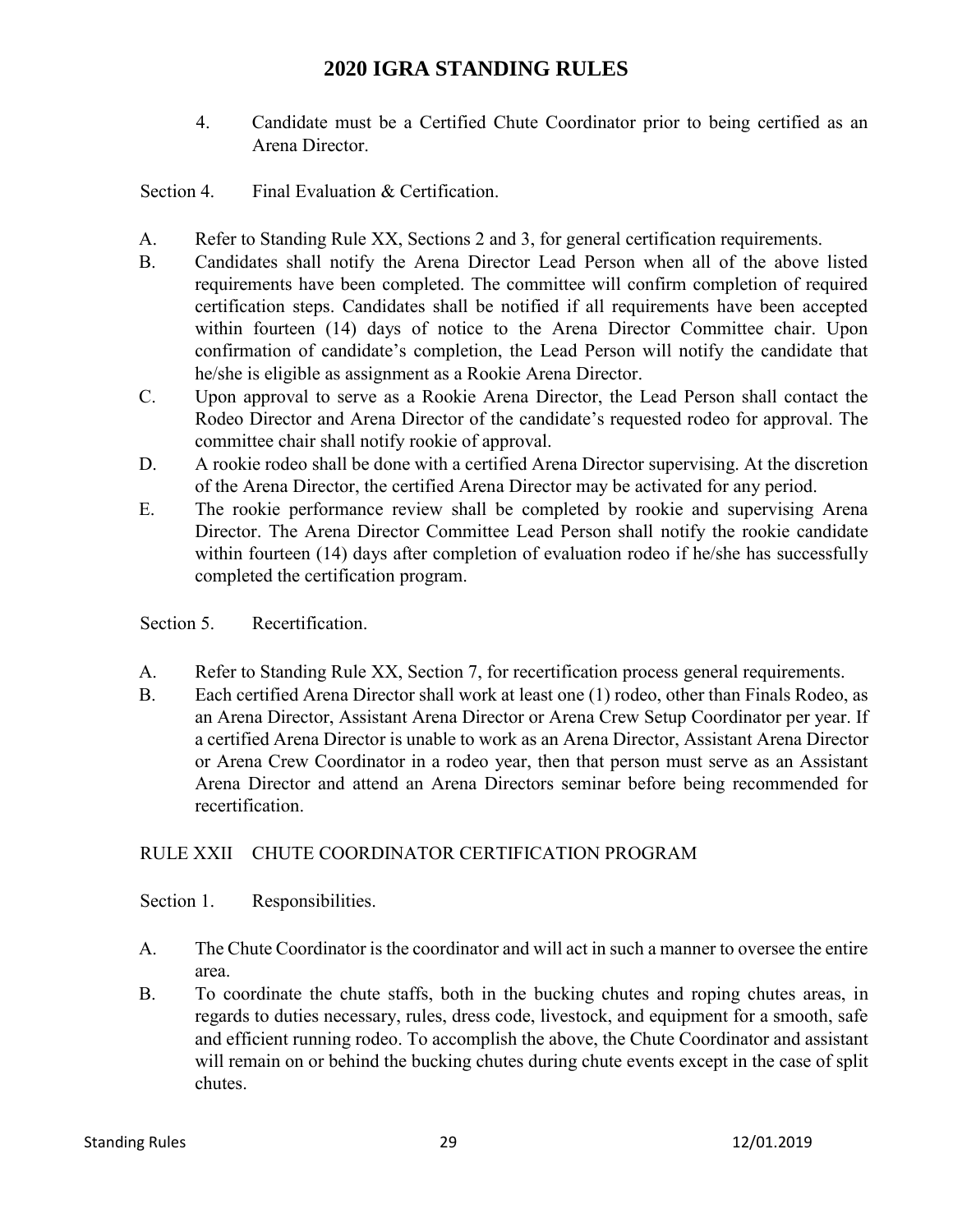4. Candidate must be a Certified Chute Coordinator prior to being certified as an Arena Director.

Section 4. Final Evaluation & Certification.

A. Refer to Standing Rule XX, Sections 2 and 3, for general certification requirements.

B. Candidates shall notify the Arena Director Lead Person when all of the above listed requirements have been completed. The committee will confirm completion of required certification steps. Candidates shall be notified if all requirements have been accepted within fourteen (14) days of notice to the Arena Director Committee chair. Upon confirmation of candidate's completion, the Lead Person will notify the candidate that he/she is eligible as assignment as a Rookie Arena Director.

C. Upon approval to serve as a Rookie Arena Director, the Lead Person shall contact the Rodeo Director and Arena Director of the candidate's requested rodeo for approval. The committee chair shall notify rookie of approval.

D. A rookie rodeo shall be done with a certified Arena Director supervising. At the discretion of the Arena Director, the certified Arena Director may be activated for any period.

E. The rookie performance review shall be completed by rookie and supervising Arena Director. The Arena Director Committee Lead Person shall notify the rookie candidate within fourteen (14) days after completion of evaluation rodeo if he/she has successfully completed the certification program.

Section 5. Recertification.

A. Refer to Standing Rule XX, Section 7, for recertification process general requirements.

B. Each certified Arena Director shall work at least one (1) rodeo, other than Finals Rodeo, as an Arena Director, Assistant Arena Director or Arena Crew Setup Coordinator per year. If a certified Arena Director is unable to work as an Arena Director, Assistant Arena Director or Arena Crew Coordinator in a rodeo year, then that person must serve as an Assistant Arena Director and attend an Arena Directors seminar before being recommended for recertification.

## RULE XXII CHUTE COORDINATOR CERTIFICATION PROGRAM

Section 1. Responsibilities.

A. The Chute Coordinator is the coordinator and will act in such a manner to oversee the entire area.

B. To coordinate the chute staffs, both in the bucking chutes and roping chutes areas, in regards to duties necessary, rules, dress code, livestock, and equipment for a smooth, safe and efficient running rodeo. To accomplish the above, the Chute Coordinator and assistant will remain on or behind the bucking chutes during chute events except in the case of split chutes.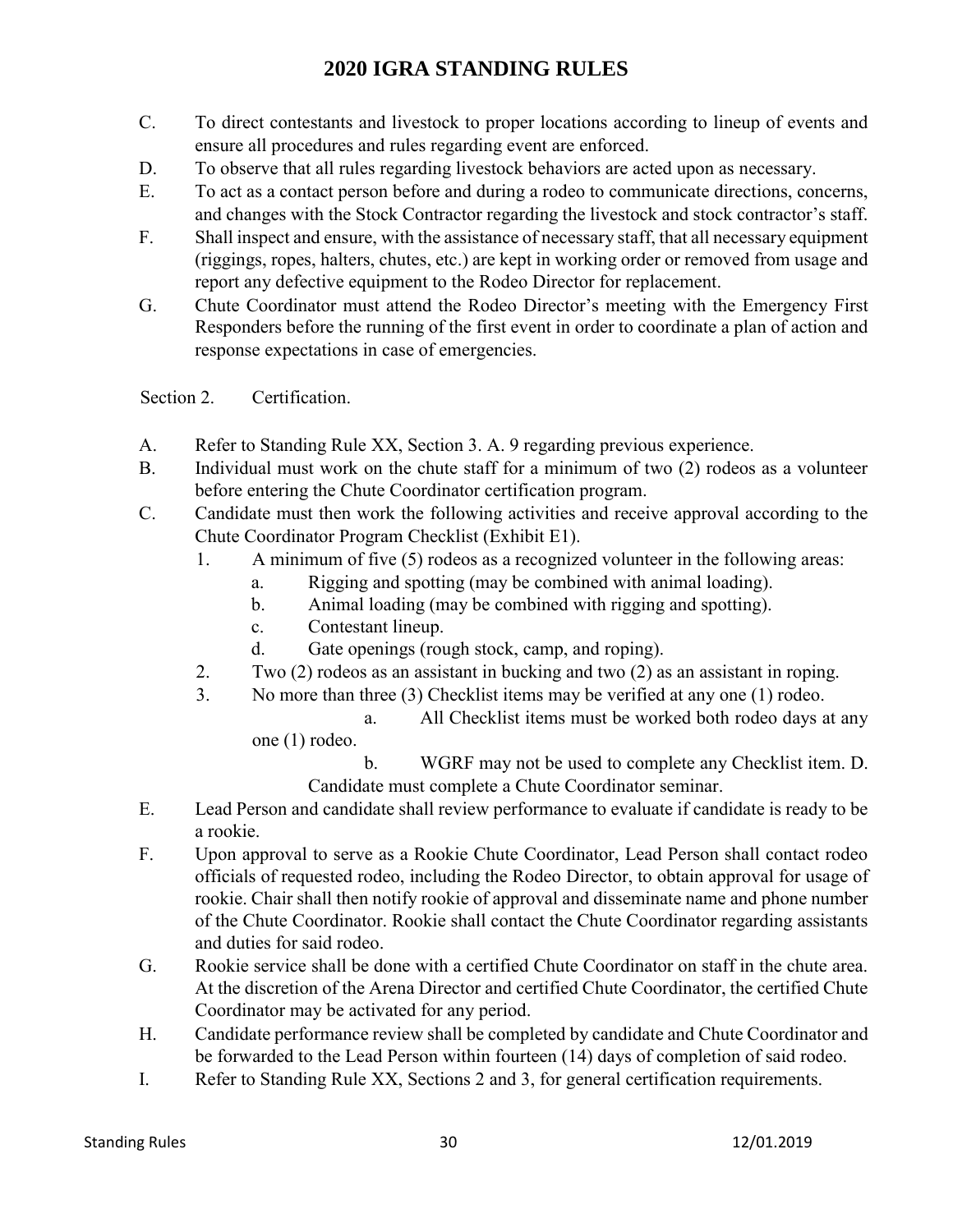C. To direct contestants and livestock to proper locations according to lineup of events and ensure all procedures and rules regarding event are enforced.

D. To observe that all rules regarding livestock behaviors are acted upon as necessary.

E. To act as a contact person before and during a rodeo to communicate directions, concerns, and changes with the Stock Contractor regarding the livestock and stock contractor's staff.

F. Shall inspect and ensure, with the assistance of necessary staff, that all necessary equipment (riggings, ropes, halters, chutes, etc.) are kept in working order or removed from usage and report any defective equipment to the Rodeo Director for replacement.

G. Chute Coordinator must attend the Rodeo Director's meeting with the Emergency First Responders before the running of the first event in order to coordinate a plan of action and response expectations in case of emergencies.

Section 2. Certification.

A. Refer to Standing Rule XX, Section 3. A. 9 regarding previous experience.

B. Individual must work on the chute staff for a minimum of two (2) rodeos as a volunteer before entering the Chute Coordinator certification program.

C. Candidate must then work the following activities and receive approval according to the Chute Coordinator Program Checklist (Exhibit E1).

1. A minimum of five (5) rodeos as a recognized volunteer in the following areas:
   a. Rigging and spotting (may be combined with animal loading).
   b. Animal loading (may be combined with rigging and spotting).
   c. Contestant lineup.
   d. Gate openings (rough stock, camp, and roping).
2. Two (2) rodeos as an assistant in bucking and two (2) as an assistant in roping.
3. No more than three (3) Checklist items may be verified at any one (1) rodeo.
   a. All Checklist items must be worked both rodeo days at any one (1) rodeo.
   b. WGRF may not be used to complete any Checklist item. D. Candidate must complete a Chute Coordinator seminar.

E. Lead Person and candidate shall review performance to evaluate if candidate is ready to be a rookie.

F. Upon approval to serve as a Rookie Chute Coordinator, Lead Person shall contact rodeo officials of requested rodeo, including the Rodeo Director, to obtain approval for usage of rookie. Chair shall then notify rookie of approval and disseminate name and phone number of the Chute Coordinator. Rookie shall contact the Chute Coordinator regarding assistants and duties for said rodeo.

G. Rookie service shall be done with a certified Chute Coordinator on staff in the chute area. At the discretion of the Arena Director and certified Chute Coordinator, the certified Chute Coordinator may be activated for any period.

H. Candidate performance review shall be completed by candidate and Chute Coordinator and be forwarded to the Lead Person within fourteen (14) days of completion of said rodeo.

I. Refer to Standing Rule XX, Sections 2 and 3, for general certification requirements.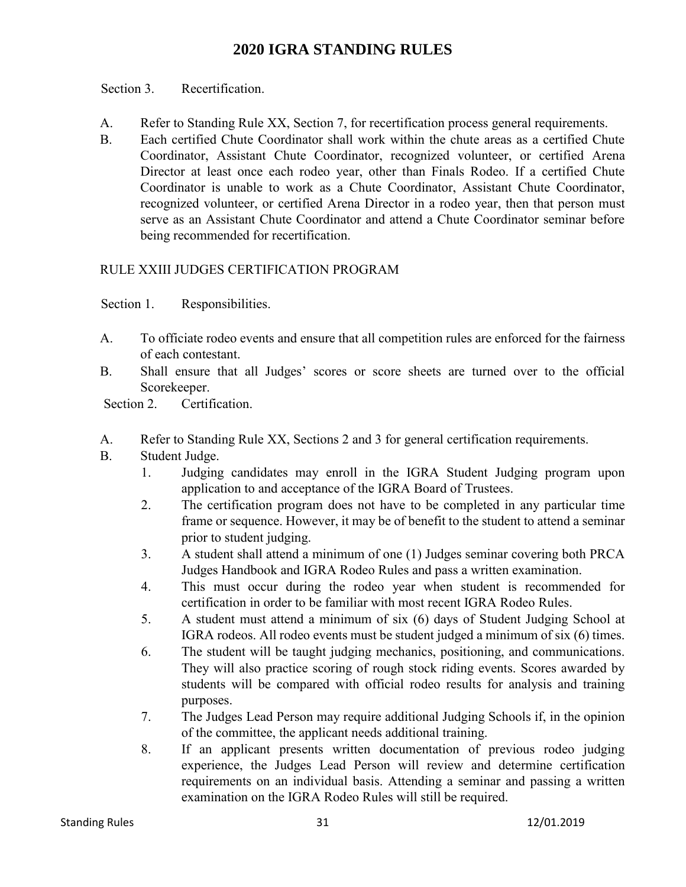Section 3. Recertification.

A. Refer to Standing Rule XX, Section 7, for recertification process general requirements.

B. Each certified Chute Coordinator shall work within the chute areas as a certified Chute Coordinator, Assistant Chute Coordinator, recognized volunteer, or certified Arena Director at least once each rodeo year, other than Finals Rodeo. If a certified Chute Coordinator is unable to work as a Chute Coordinator, Assistant Chute Coordinator, recognized volunteer, or certified Arena Director in a rodeo year, then that person must serve as an Assistant Chute Coordinator and attend a Chute Coordinator seminar before being recommended for recertification.

## RULE XXIII JUDGES CERTIFICATION PROGRAM

Section 1. Responsibilities.

A. To officiate rodeo events and ensure that all competition rules are enforced for the fairness of each contestant.

B. Shall ensure that all Judges' scores or score sheets are turned over to the official Scorekeeper.

Section 2. Certification.

A. Refer to Standing Rule XX, Sections 2 and 3 for general certification requirements.

B. Student Judge.

1. Judging candidates may enroll in the IGRA Student Judging program upon application to and acceptance of the IGRA Board of Trustees.
2. The certification program does not have to be completed in any particular time frame or sequence. However, it may be of benefit to the student to attend a seminar prior to student judging.
3. A student shall attend a minimum of one (1) Judges seminar covering both PRCA Judges Handbook and IGRA Rodeo Rules and pass a written examination.
4. This must occur during the rodeo year when student is recommended for certification in order to be familiar with most recent IGRA Rodeo Rules.
5. A student must attend a minimum of six (6) days of Student Judging School at IGRA rodeos. All rodeo events must be student judged a minimum of six (6) times.
6. The student will be taught judging mechanics, positioning, and communications. They will also practice scoring of rough stock riding events. Scores awarded by students will be compared with official rodeo results for analysis and training purposes.
7. The Judges Lead Person may require additional Judging Schools if, in the opinion of the committee, the applicant needs additional training.
8. If an applicant presents written documentation of previous rodeo judging experience, the Judges Lead Person will review and determine certification requirements on an individual basis. Attending a seminar and passing a written examination on the IGRA Rodeo Rules will still be required.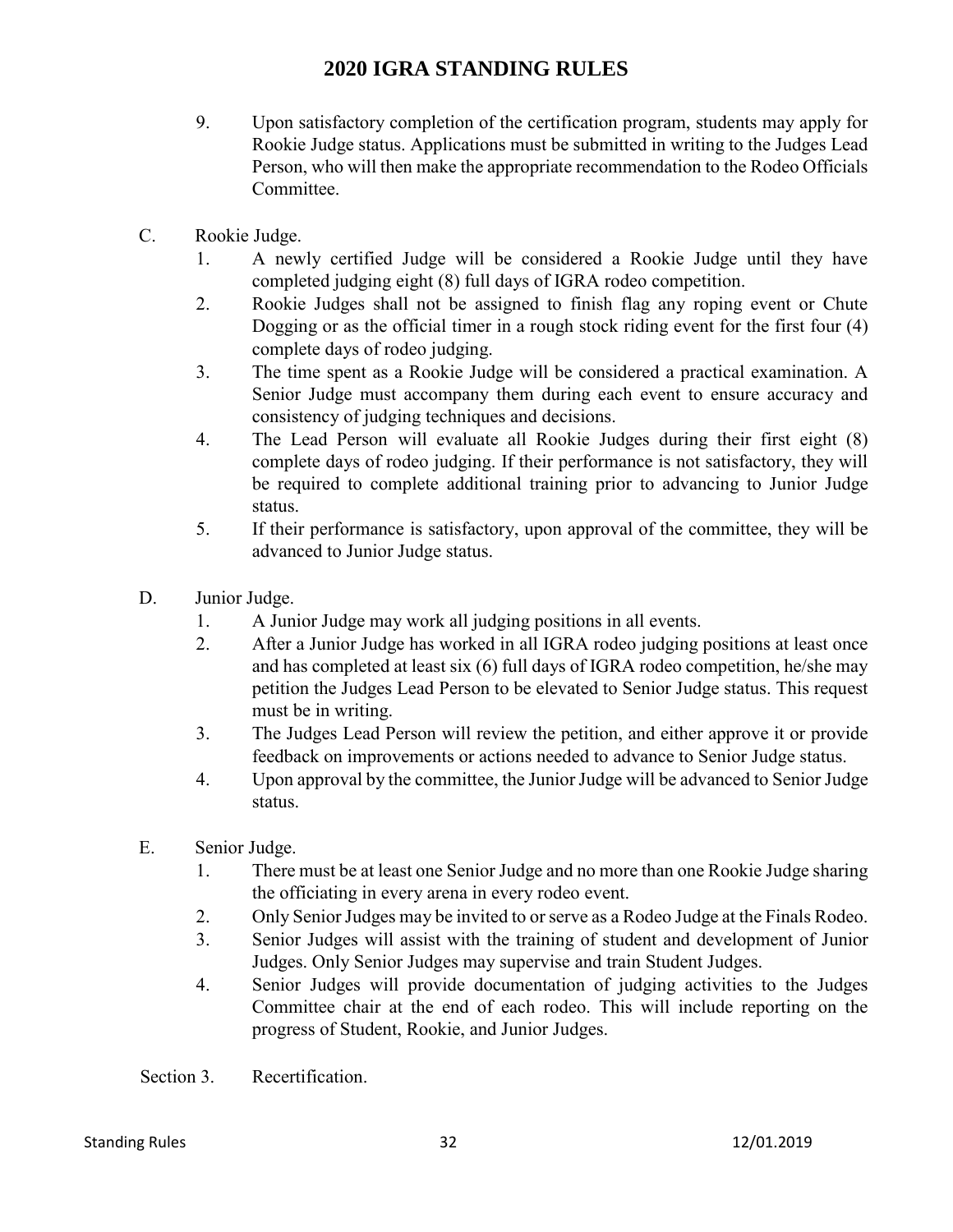9. Upon satisfactory completion of the certification program, students may apply for Rookie Judge status. Applications must be submitted in writing to the Judges Lead Person, who will then make the appropriate recommendation to the Rodeo Officials Committee.

C. Rookie Judge.

1. A newly certified Judge will be considered a Rookie Judge until they have completed judging eight (8) full days of IGRA rodeo competition.
2. Rookie Judges shall not be assigned to finish flag any roping event or Chute Dogging or as the official timer in a rough stock riding event for the first four (4) complete days of rodeo judging.
3. The time spent as a Rookie Judge will be considered a practical examination. A Senior Judge must accompany them during each event to ensure accuracy and consistency of judging techniques and decisions.
4. The Lead Person will evaluate all Rookie Judges during their first eight (8) complete days of rodeo judging. If their performance is not satisfactory, they will be required to complete additional training prior to advancing to Junior Judge status.
5. If their performance is satisfactory, upon approval of the committee, they will be advanced to Junior Judge status.

D. Junior Judge.

1. A Junior Judge may work all judging positions in all events.
2. After a Junior Judge has worked in all IGRA rodeo judging positions at least once and has completed at least six (6) full days of IGRA rodeo competition, he/she may petition the Judges Lead Person to be elevated to Senior Judge status. This request must be in writing.
3. The Judges Lead Person will review the petition, and either approve it or provide feedback on improvements or actions needed to advance to Senior Judge status.
4. Upon approval by the committee, the Junior Judge will be advanced to Senior Judge status.

E. Senior Judge.

1. There must be at least one Senior Judge and no more than one Rookie Judge sharing the officiating in every arena in every rodeo event.
2. Only Senior Judges may be invited to or serve as a Rodeo Judge at the Finals Rodeo.
3. Senior Judges will assist with the training of student and development of Junior Judges. Only Senior Judges may supervise and train Student Judges.
4. Senior Judges will provide documentation of judging activities to the Judges Committee chair at the end of each rodeo. This will include reporting on the progress of Student, Rookie, and Junior Judges.

Section 3. Recertification.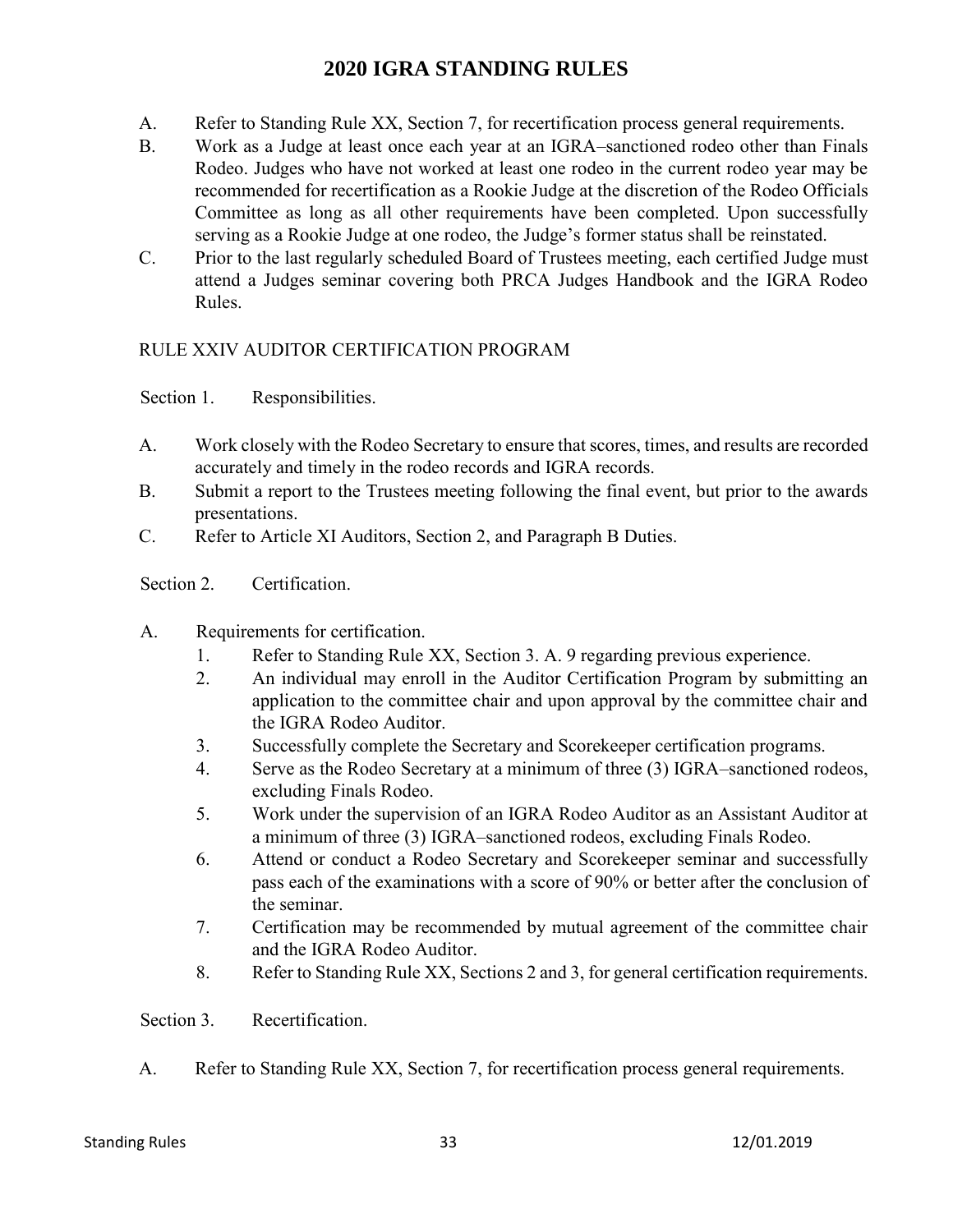A. Refer to Standing Rule XX, Section 7, for recertification process general requirements.

B. Work as a Judge at least once each year at an IGRA–sanctioned rodeo other than Finals Rodeo. Judges who have not worked at least one rodeo in the current rodeo year may be recommended for recertification as a Rookie Judge at the discretion of the Rodeo Officials Committee as long as all other requirements have been completed. Upon successfully serving as a Rookie Judge at one rodeo, the Judge's former status shall be reinstated.

C. Prior to the last regularly scheduled Board of Trustees meeting, each certified Judge must attend a Judges seminar covering both PRCA Judges Handbook and the IGRA Rodeo Rules.

## RULE XXIV AUDITOR CERTIFICATION PROGRAM

### Section 1. Responsibilities.

A. Work closely with the Rodeo Secretary to ensure that scores, times, and results are recorded accurately and timely in the rodeo records and IGRA records.

B. Submit a report to the Trustees meeting following the final event, but prior to the awards presentations.

C. Refer to Article XI Auditors, Section 2, and Paragraph B Duties.

### Section 2. Certification.

A. Requirements for certification.

1. Refer to Standing Rule XX, Section 3. A. 9 regarding previous experience.
2. An individual may enroll in the Auditor Certification Program by submitting an application to the committee chair and upon approval by the committee chair and the IGRA Rodeo Auditor.
3. Successfully complete the Secretary and Scorekeeper certification programs.
4. Serve as the Rodeo Secretary at a minimum of three (3) IGRA–sanctioned rodeos, excluding Finals Rodeo.
5. Work under the supervision of an IGRA Rodeo Auditor as an Assistant Auditor at a minimum of three (3) IGRA–sanctioned rodeos, excluding Finals Rodeo.
6. Attend or conduct a Rodeo Secretary and Scorekeeper seminar and successfully pass each of the examinations with a score of 90% or better after the conclusion of the seminar.
7. Certification may be recommended by mutual agreement of the committee chair and the IGRA Rodeo Auditor.
8. Refer to Standing Rule XX, Sections 2 and 3, for general certification requirements.

### Section 3. Recertification.

A. Refer to Standing Rule XX, Section 7, for recertification process general requirements.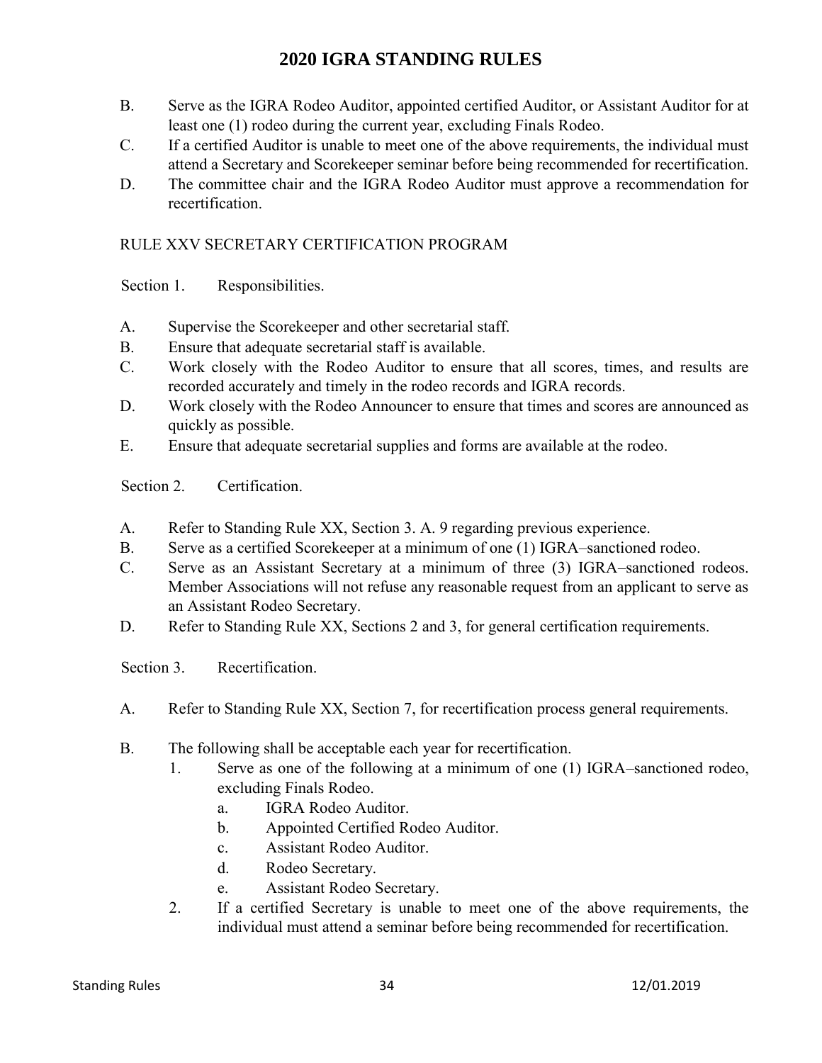B. Serve as the IGRA Rodeo Auditor, appointed certified Auditor, or Assistant Auditor for at least one (1) rodeo during the current year, excluding Finals Rodeo.

C. If a certified Auditor is unable to meet one of the above requirements, the individual must attend a Secretary and Scorekeeper seminar before being recommended for recertification.

D. The committee chair and the IGRA Rodeo Auditor must approve a recommendation for recertification.

## RULE XXV SECRETARY CERTIFICATION PROGRAM

### Section 1. Responsibilities.

A. Supervise the Scorekeeper and other secretarial staff.

B. Ensure that adequate secretarial staff is available.

C. Work closely with the Rodeo Auditor to ensure that all scores, times, and results are recorded accurately and timely in the rodeo records and IGRA records.

D. Work closely with the Rodeo Announcer to ensure that times and scores are announced as quickly as possible.

E. Ensure that adequate secretarial supplies and forms are available at the rodeo.

### Section 2. Certification.

A. Refer to Standing Rule XX, Section 3. A. 9 regarding previous experience.

B. Serve as a certified Scorekeeper at a minimum of one (1) IGRA–sanctioned rodeo.

C. Serve as an Assistant Secretary at a minimum of three (3) IGRA–sanctioned rodeos. Member Associations will not refuse any reasonable request from an applicant to serve as an Assistant Rodeo Secretary.

D. Refer to Standing Rule XX, Sections 2 and 3, for general certification requirements.

### Section 3. Recertification.

A. Refer to Standing Rule XX, Section 7, for recertification process general requirements.

B. The following shall be acceptable each year for recertification.
   1. Serve as one of the following at a minimum of one (1) IGRA–sanctioned rodeo, excluding Finals Rodeo.
      a. IGRA Rodeo Auditor.
      b. Appointed Certified Rodeo Auditor.
      c. Assistant Rodeo Auditor.
      d. Rodeo Secretary.
      e. Assistant Rodeo Secretary.
   2. If a certified Secretary is unable to meet one of the above requirements, the individual must attend a seminar before being recommended for recertification.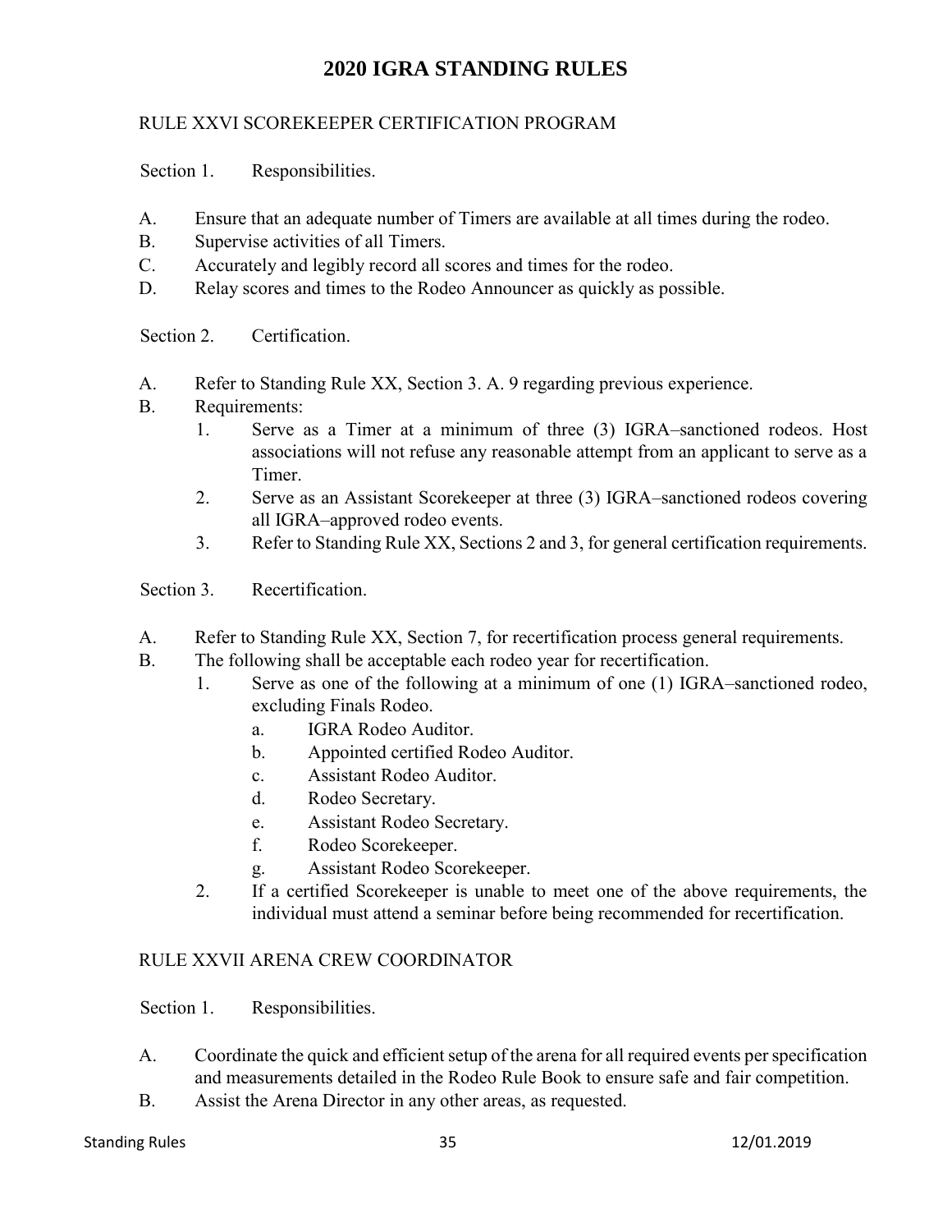# 2020 IGRA STANDING RULES

## RULE XXVI SCOREKEEPER CERTIFICATION PROGRAM

Section 1. Responsibilities.

A. Ensure that an adequate number of Timers are available at all times during the rodeo.
B. Supervise activities of all Timers.
C. Accurately and legibly record all scores and times for the rodeo.
D. Relay scores and times to the Rodeo Announcer as quickly as possible.

Section 2. Certification.

A. Refer to Standing Rule XX, Section 3. A. 9 regarding previous experience.
B. Requirements:
   1. Serve as a Timer at a minimum of three (3) IGRA–sanctioned rodeos. Host associations will not refuse any reasonable attempt from an applicant to serve as a Timer.
   2. Serve as an Assistant Scorekeeper at three (3) IGRA–sanctioned rodeos covering all IGRA–approved rodeo events.
   3. Refer to Standing Rule XX, Sections 2 and 3, for general certification requirements.

Section 3. Recertification.

A. Refer to Standing Rule XX, Section 7, for recertification process general requirements.
B. The following shall be acceptable each rodeo year for recertification.
   1. Serve as one of the following at a minimum of one (1) IGRA–sanctioned rodeo, excluding Finals Rodeo.
      a. IGRA Rodeo Auditor.
      b. Appointed certified Rodeo Auditor.
      c. Assistant Rodeo Auditor.
      d. Rodeo Secretary.
      e. Assistant Rodeo Secretary.
      f. Rodeo Scorekeeper.
      g. Assistant Rodeo Scorekeeper.
   2. If a certified Scorekeeper is unable to meet one of the above requirements, the individual must attend a seminar before being recommended for recertification.

## RULE XXVII ARENA CREW COORDINATOR

Section 1. Responsibilities.

A. Coordinate the quick and efficient setup of the arena for all required events per specification and measurements detailed in the Rodeo Rule Book to ensure safe and fair competition.
B. Assist the Arena Director in any other areas, as requested.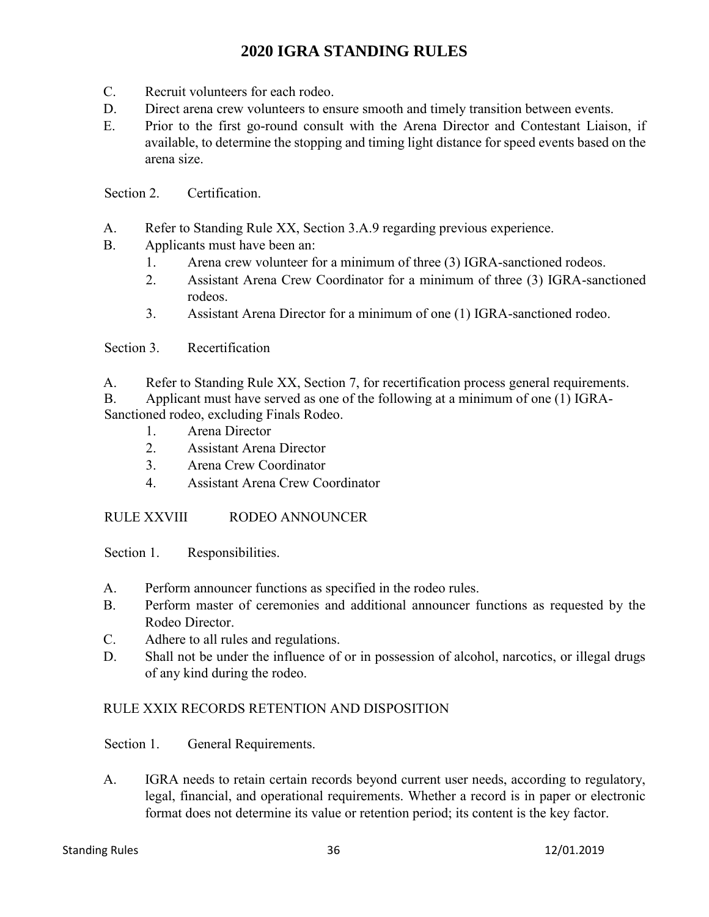C. Recruit volunteers for each rodeo.
D. Direct arena crew volunteers to ensure smooth and timely transition between events.
E. Prior to the first go-round consult with the Arena Director and Contestant Liaison, if available, to determine the stopping and timing light distance for speed events based on the arena size.

Section 2. Certification.

A. Refer to Standing Rule XX, Section 3.A.9 regarding previous experience.
B. Applicants must have been an:
   1. Arena crew volunteer for a minimum of three (3) IGRA-sanctioned rodeos.
   2. Assistant Arena Crew Coordinator for a minimum of three (3) IGRA-sanctioned rodeos.
   3. Assistant Arena Director for a minimum of one (1) IGRA-sanctioned rodeo.

Section 3. Recertification

A. Refer to Standing Rule XX, Section 7, for recertification process general requirements.
B. Applicant must have served as one of the following at a minimum of one (1) IGRA-Sanctioned rodeo, excluding Finals Rodeo.
   1. Arena Director
   2. Assistant Arena Director
   3. Arena Crew Coordinator
   4. Assistant Arena Crew Coordinator

## RULE XXVIII RODEO ANNOUNCER

Section 1. Responsibilities.

A. Perform announcer functions as specified in the rodeo rules.
B. Perform master of ceremonies and additional announcer functions as requested by the Rodeo Director.
C. Adhere to all rules and regulations.
D. Shall not be under the influence of or in possession of alcohol, narcotics, or illegal drugs of any kind during the rodeo.

## RULE XXIX RECORDS RETENTION AND DISPOSITION

Section 1. General Requirements.

A. IGRA needs to retain certain records beyond current user needs, according to regulatory, legal, financial, and operational requirements. Whether a record is in paper or electronic format does not determine its value or retention period; its content is the key factor.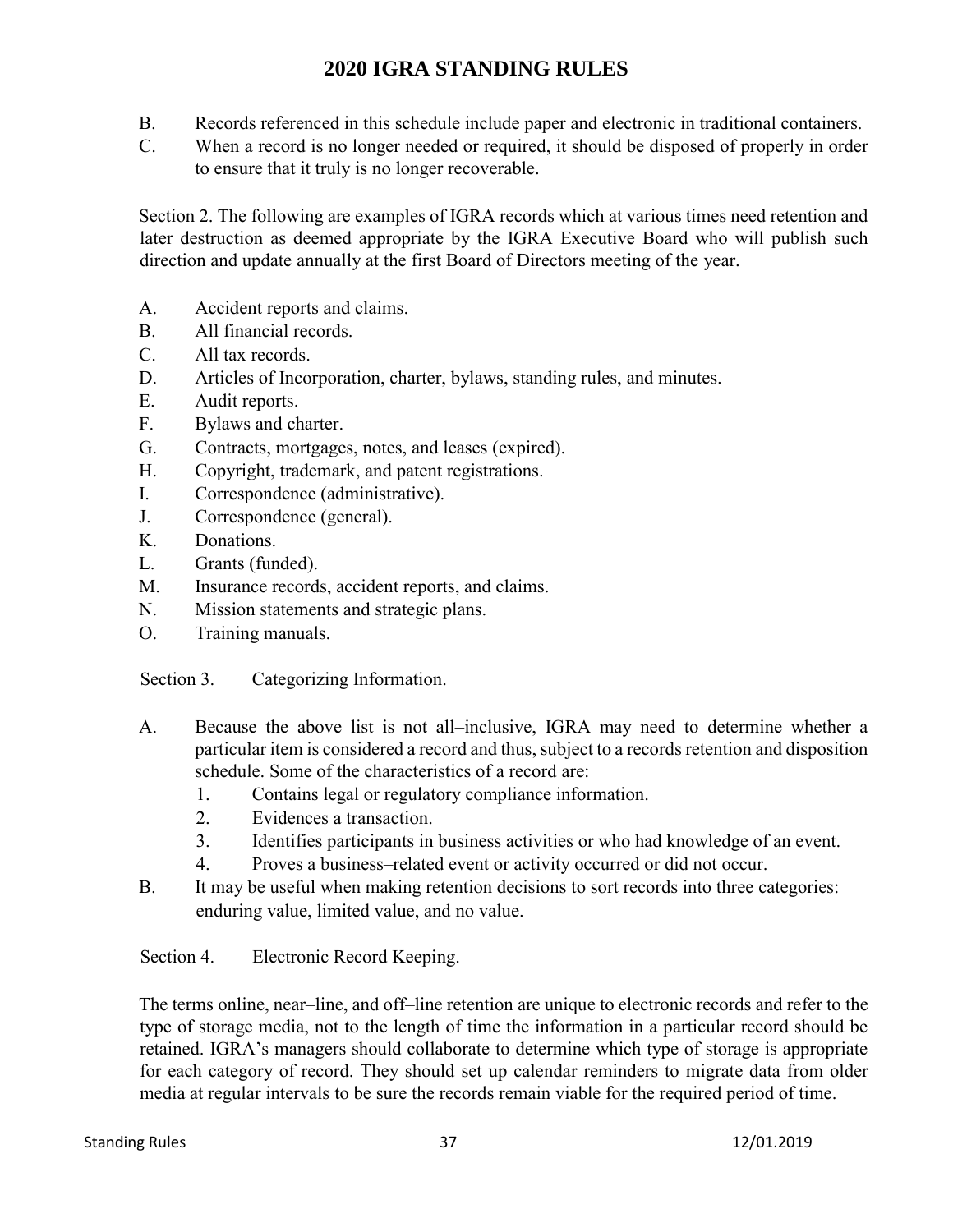B. Records referenced in this schedule include paper and electronic in traditional containers.

C. When a record is no longer needed or required, it should be disposed of properly in order to ensure that it truly is no longer recoverable.

Section 2. The following are examples of IGRA records which at various times need retention and later destruction as deemed appropriate by the IGRA Executive Board who will publish such direction and update annually at the first Board of Directors meeting of the year.

A. Accident reports and claims.
B. All financial records.
C. All tax records.
D. Articles of Incorporation, charter, bylaws, standing rules, and minutes.
E. Audit reports.
F. Bylaws and charter.
G. Contracts, mortgages, notes, and leases (expired).
H. Copyright, trademark, and patent registrations.
I. Correspondence (administrative).
J. Correspondence (general).
K. Donations.
L. Grants (funded).
M. Insurance records, accident reports, and claims.
N. Mission statements and strategic plans.
O. Training manuals.

Section 3. Categorizing Information.

A. Because the above list is not all–inclusive, IGRA may need to determine whether a particular item is considered a record and thus, subject to a records retention and disposition schedule. Some of the characteristics of a record are:
   1. Contains legal or regulatory compliance information.
   2. Evidences a transaction.
   3. Identifies participants in business activities or who had knowledge of an event.
   4. Proves a business–related event or activity occurred or did not occur.

B. It may be useful when making retention decisions to sort records into three categories: enduring value, limited value, and no value.

Section 4. Electronic Record Keeping.

The terms online, near–line, and off–line retention are unique to electronic records and refer to the type of storage media, not to the length of time the information in a particular record should be retained. IGRA's managers should collaborate to determine which type of storage is appropriate for each category of record. They should set up calendar reminders to migrate data from older media at regular intervals to be sure the records remain viable for the required period of time.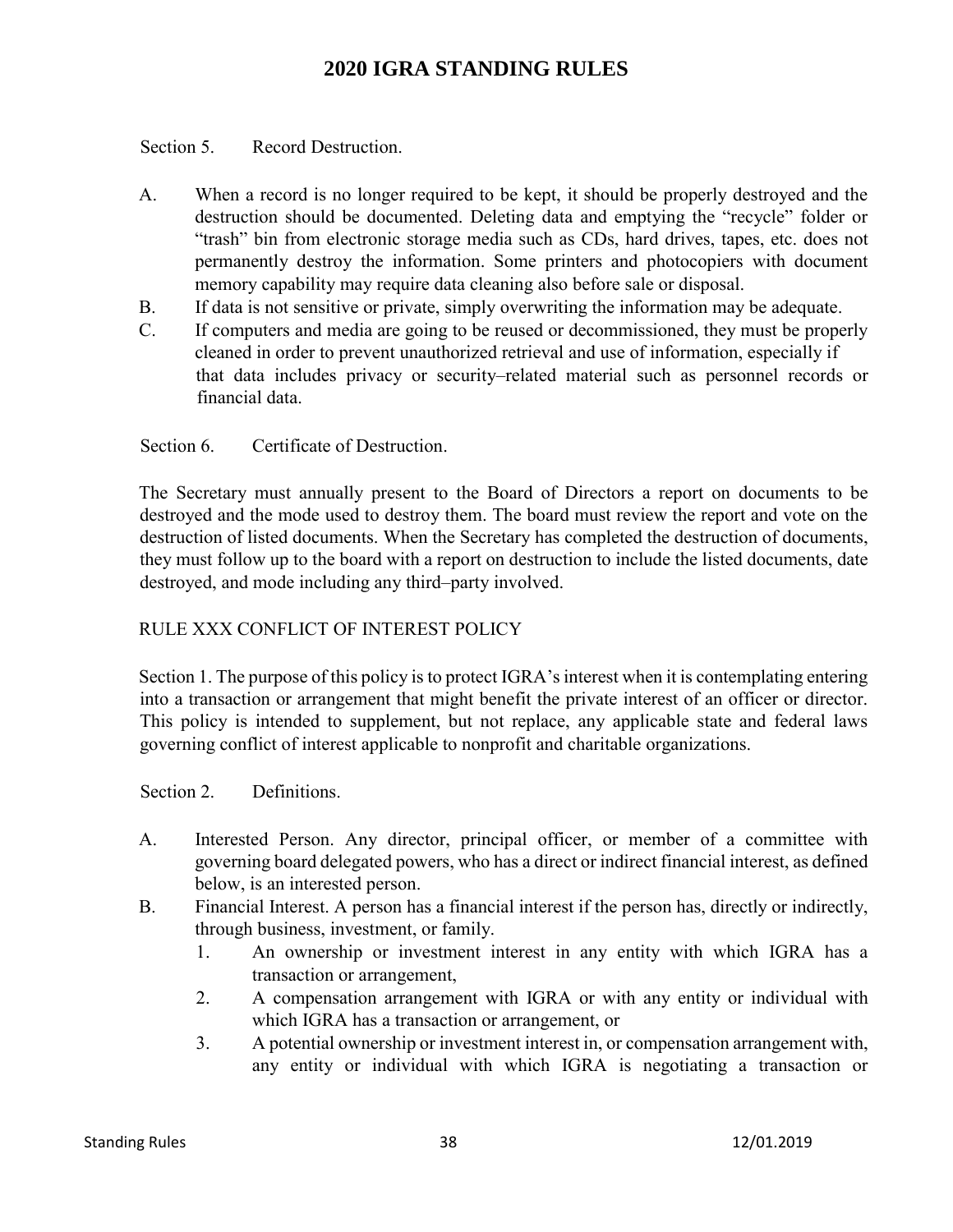Section 5. Record Destruction.

A. When a record is no longer required to be kept, it should be properly destroyed and the destruction should be documented. Deleting data and emptying the "recycle" folder or "trash" bin from electronic storage media such as CDs, hard drives, tapes, etc. does not permanently destroy the information. Some printers and photocopiers with document memory capability may require data cleaning also before sale or disposal.
B. If data is not sensitive or private, simply overwriting the information may be adequate.
C. If computers and media are going to be reused or decommissioned, they must be properly cleaned in order to prevent unauthorized retrieval and use of information, especially if that data includes privacy or security–related material such as personnel records or financial data.

Section 6. Certificate of Destruction.

The Secretary must annually present to the Board of Directors a report on documents to be destroyed and the mode used to destroy them. The board must review the report and vote on the destruction of listed documents. When the Secretary has completed the destruction of documents, they must follow up to the board with a report on destruction to include the listed documents, date destroyed, and mode including any third–party involved.

## RULE XXX CONFLICT OF INTEREST POLICY

Section 1. The purpose of this policy is to protect IGRA's interest when it is contemplating entering into a transaction or arrangement that might benefit the private interest of an officer or director. This policy is intended to supplement, but not replace, any applicable state and federal laws governing conflict of interest applicable to nonprofit and charitable organizations.

Section 2. Definitions.

A. Interested Person. Any director, principal officer, or member of a committee with governing board delegated powers, who has a direct or indirect financial interest, as defined below, is an interested person.
B. Financial Interest. A person has a financial interest if the person has, directly or indirectly, through business, investment, or family.
   1. An ownership or investment interest in any entity with which IGRA has a transaction or arrangement,
   2. A compensation arrangement with IGRA or with any entity or individual with which IGRA has a transaction or arrangement, or
   3. A potential ownership or investment interest in, or compensation arrangement with, any entity or individual with which IGRA is negotiating a transaction or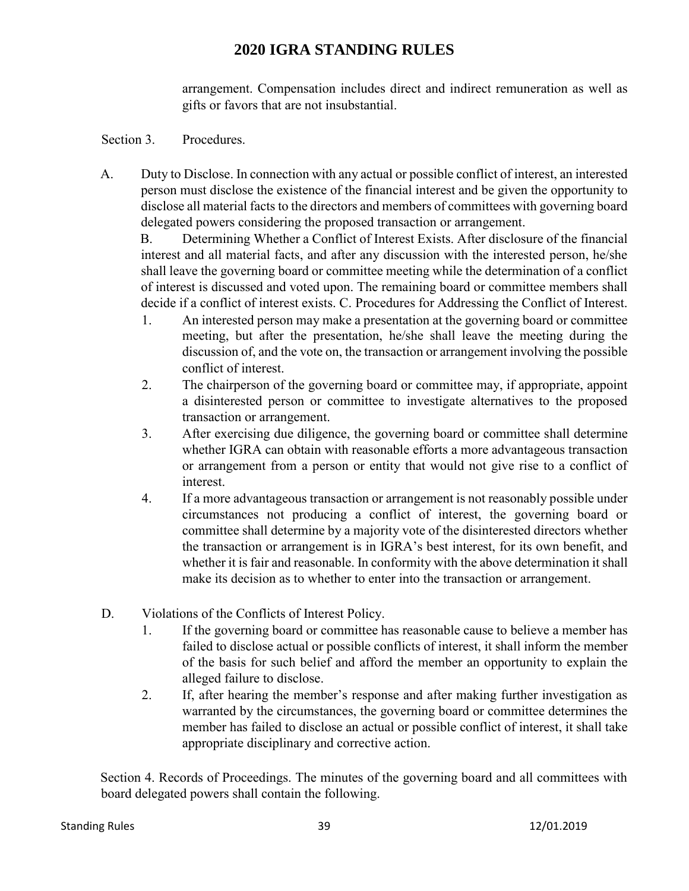arrangement. Compensation includes direct and indirect remuneration as well as gifts or favors that are not insubstantial.

Section 3. Procedures.

A. Duty to Disclose. In connection with any actual or possible conflict of interest, an interested person must disclose the existence of the financial interest and be given the opportunity to disclose all material facts to the directors and members of committees with governing board delegated powers considering the proposed transaction or arrangement.

B. Determining Whether a Conflict of Interest Exists. After disclosure of the financial interest and all material facts, and after any discussion with the interested person, he/she shall leave the governing board or committee meeting while the determination of a conflict of interest is discussed and voted upon. The remaining board or committee members shall decide if a conflict of interest exists. C. Procedures for Addressing the Conflict of Interest.

1. An interested person may make a presentation at the governing board or committee meeting, but after the presentation, he/she shall leave the meeting during the discussion of, and the vote on, the transaction or arrangement involving the possible conflict of interest.
2. The chairperson of the governing board or committee may, if appropriate, appoint a disinterested person or committee to investigate alternatives to the proposed transaction or arrangement.
3. After exercising due diligence, the governing board or committee shall determine whether IGRA can obtain with reasonable efforts a more advantageous transaction or arrangement from a person or entity that would not give rise to a conflict of interest.
4. If a more advantageous transaction or arrangement is not reasonably possible under circumstances not producing a conflict of interest, the governing board or committee shall determine by a majority vote of the disinterested directors whether the transaction or arrangement is in IGRA's best interest, for its own benefit, and whether it is fair and reasonable. In conformity with the above determination it shall make its decision as to whether to enter into the transaction or arrangement.

D. Violations of the Conflicts of Interest Policy.

1. If the governing board or committee has reasonable cause to believe a member has failed to disclose actual or possible conflicts of interest, it shall inform the member of the basis for such belief and afford the member an opportunity to explain the alleged failure to disclose.
2. If, after hearing the member's response and after making further investigation as warranted by the circumstances, the governing board or committee determines the member has failed to disclose an actual or possible conflict of interest, it shall take appropriate disciplinary and corrective action.

Section 4. Records of Proceedings. The minutes of the governing board and all committees with board delegated powers shall contain the following.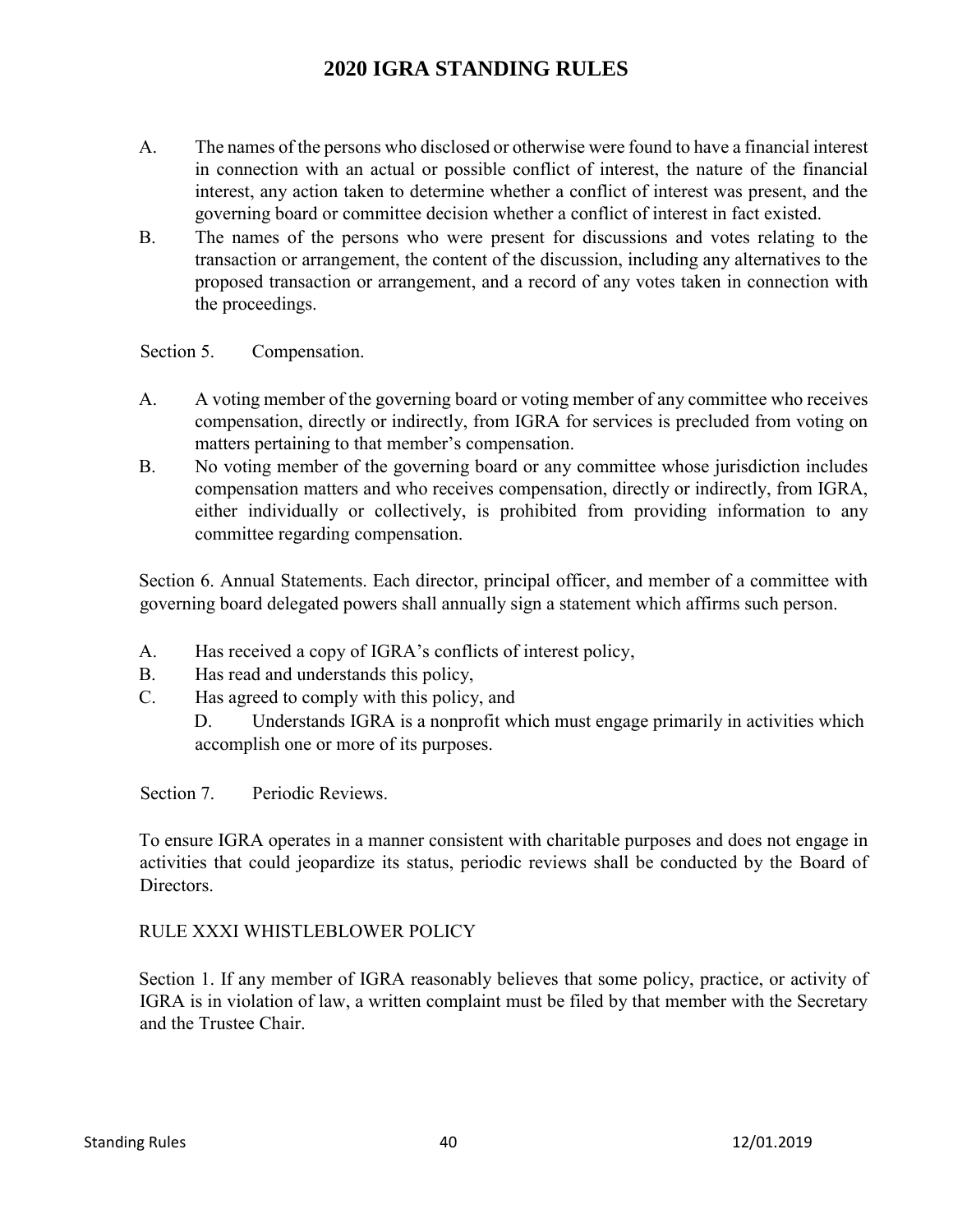A. The names of the persons who disclosed or otherwise were found to have a financial interest in connection with an actual or possible conflict of interest, the nature of the financial interest, any action taken to determine whether a conflict of interest was present, and the governing board or committee decision whether a conflict of interest in fact existed.

B. The names of the persons who were present for discussions and votes relating to the transaction or arrangement, the content of the discussion, including any alternatives to the proposed transaction or arrangement, and a record of any votes taken in connection with the proceedings.

Section 5. Compensation.

A. A voting member of the governing board or voting member of any committee who receives compensation, directly or indirectly, from IGRA for services is precluded from voting on matters pertaining to that member's compensation.

B. No voting member of the governing board or any committee whose jurisdiction includes compensation matters and who receives compensation, directly or indirectly, from IGRA, either individually or collectively, is prohibited from providing information to any committee regarding compensation.

Section 6. Annual Statements. Each director, principal officer, and member of a committee with governing board delegated powers shall annually sign a statement which affirms such person.

A. Has received a copy of IGRA's conflicts of interest policy,

B. Has read and understands this policy,

C. Has agreed to comply with this policy, and

D. Understands IGRA is a nonprofit which must engage primarily in activities which accomplish one or more of its purposes.

Section 7. Periodic Reviews.

To ensure IGRA operates in a manner consistent with charitable purposes and does not engage in activities that could jeopardize its status, periodic reviews shall be conducted by the Board of Directors.

RULE XXXI WHISTLEBLOWER POLICY

Section 1. If any member of IGRA reasonably believes that some policy, practice, or activity of IGRA is in violation of law, a written complaint must be filed by that member with the Secretary and the Trustee Chair.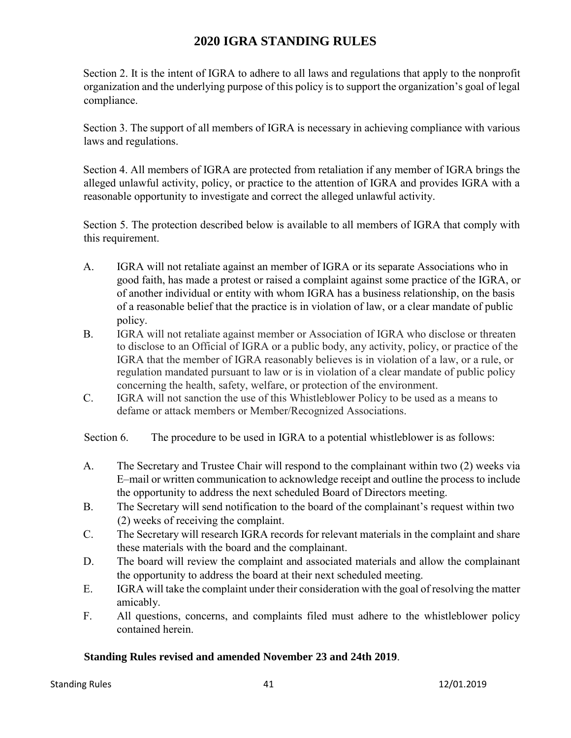Section 2. It is the intent of IGRA to adhere to all laws and regulations that apply to the nonprofit organization and the underlying purpose of this policy is to support the organization's goal of legal compliance.

Section 3. The support of all members of IGRA is necessary in achieving compliance with various laws and regulations.

Section 4. All members of IGRA are protected from retaliation if any member of IGRA brings the alleged unlawful activity, policy, or practice to the attention of IGRA and provides IGRA with a reasonable opportunity to investigate and correct the alleged unlawful activity.

Section 5. The protection described below is available to all members of IGRA that comply with this requirement.

A. IGRA will not retaliate against an member of IGRA or its separate Associations who in good faith, has made a protest or raised a complaint against some practice of the IGRA, or of another individual or entity with whom IGRA has a business relationship, on the basis of a reasonable belief that the practice is in violation of law, or a clear mandate of public policy.

B. IGRA will not retaliate against member or Association of IGRA who disclose or threaten to disclose to an Official of IGRA or a public body, any activity, policy, or practice of the IGRA that the member of IGRA reasonably believes is in violation of a law, or a rule, or regulation mandated pursuant to law or is in violation of a clear mandate of public policy concerning the health, safety, welfare, or protection of the environment.

C. IGRA will not sanction the use of this Whistleblower Policy to be used as a means to defame or attack members or Member/Recognized Associations.

Section 6. The procedure to be used in IGRA to a potential whistleblower is as follows:

A. The Secretary and Trustee Chair will respond to the complainant within two (2) weeks via E–mail or written communication to acknowledge receipt and outline the process to include the opportunity to address the next scheduled Board of Directors meeting.

B. The Secretary will send notification to the board of the complainant's request within two (2) weeks of receiving the complaint.

C. The Secretary will research IGRA records for relevant materials in the complaint and share these materials with the board and the complainant.

D. The board will review the complaint and associated materials and allow the complainant the opportunity to address the board at their next scheduled meeting.

E. IGRA will take the complaint under their consideration with the goal of resolving the matter amicably.

F. All questions, concerns, and complaints filed must adhere to the whistleblower policy contained herein.

**Standing Rules revised and amended November 23 and 24th 2019**.